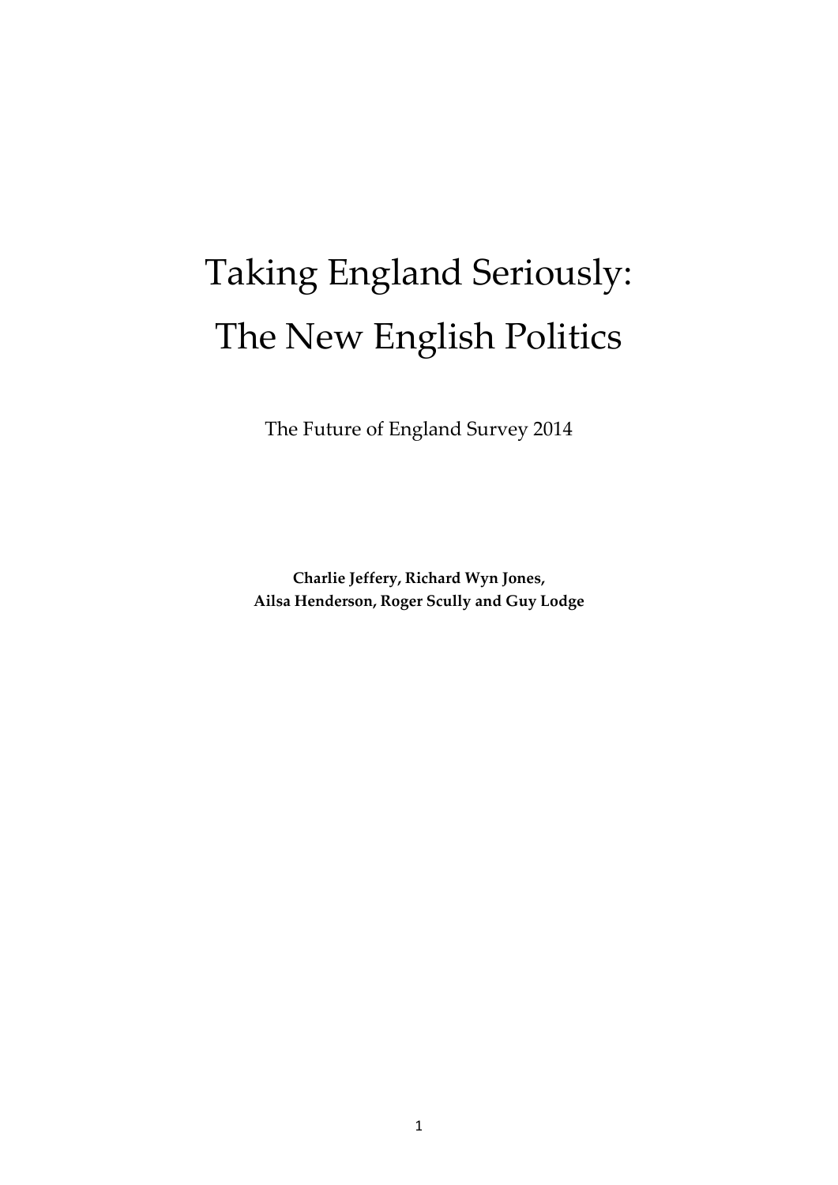# Taking England Seriously: The New English Politics

The Future of England Survey 2014

**Charlie Jeffery, Richard Wyn Jones,**
**Ailsa Henderson, Roger Scully and Guy Lodge**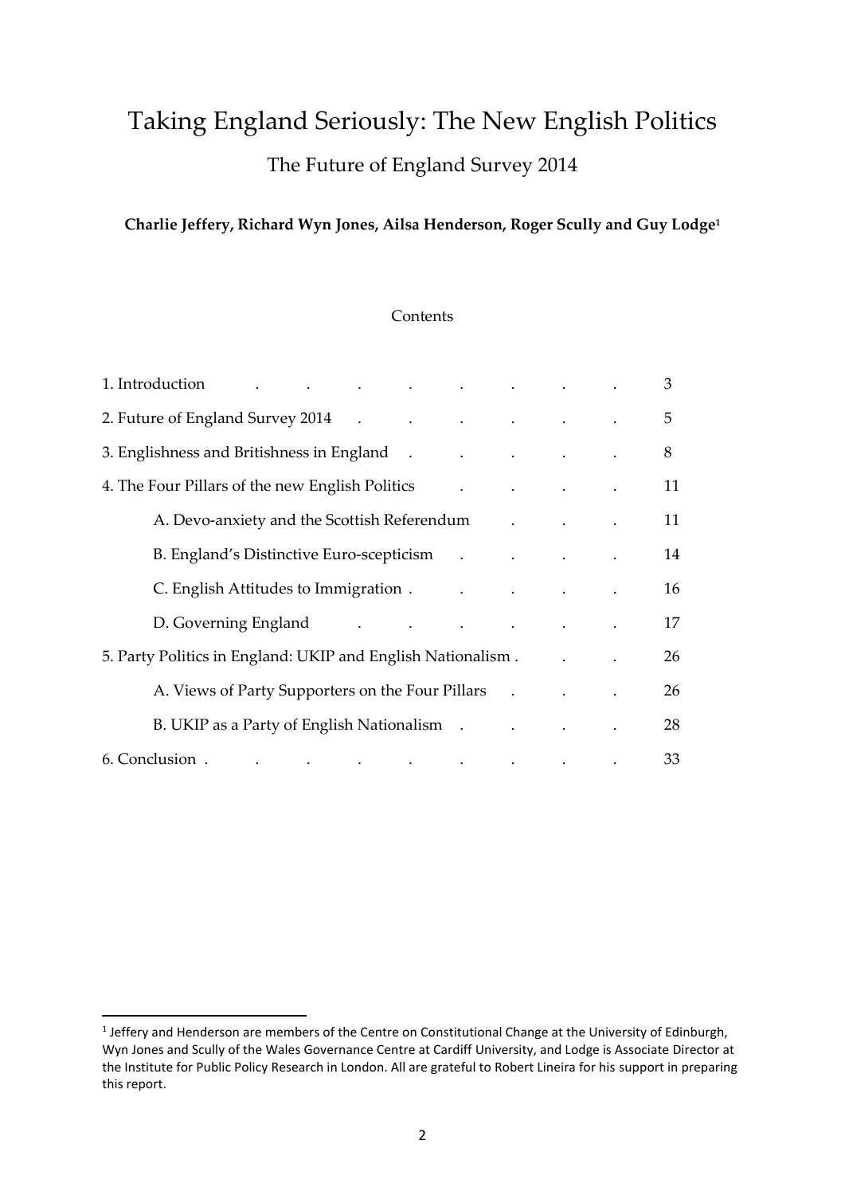# Taking England Seriously: The New English Politics

## The Future of England Survey 2014

**Charlie Jeffery, Richard Wyn Jones, Ailsa Henderson, Roger Scully and Guy Lodge[1]**

Contents

| | |
|---|---|
| 1. Introduction | 3 |
| 2. Future of England Survey 2014 | 5 |
| 3. Englishness and Britishness in England | 8 |
| 4. The Four Pillars of the new English Politics | 11 |
| A. Devo-anxiety and the Scottish Referendum | 11 |
| B. England's Distinctive Euro-scepticism | 14 |
| C. English Attitudes to Immigration | 16 |
| D. Governing England | 17 |
| 5. Party Politics in England: UKIP and English Nationalism | 26 |
| A. Views of Party Supporters on the Four Pillars | 26 |
| B. UKIP as a Party of English Nationalism | 28 |
| 6. Conclusion | 33 |

[1] Jeffery and Henderson are members of the Centre on Constitutional Change at the University of Edinburgh, Wyn Jones and Scully of the Wales Governance Centre at Cardiff University, and Lodge is Associate Director at the Institute for Public Policy Research in London. All are grateful to Robert Lineira for his support in preparing this report.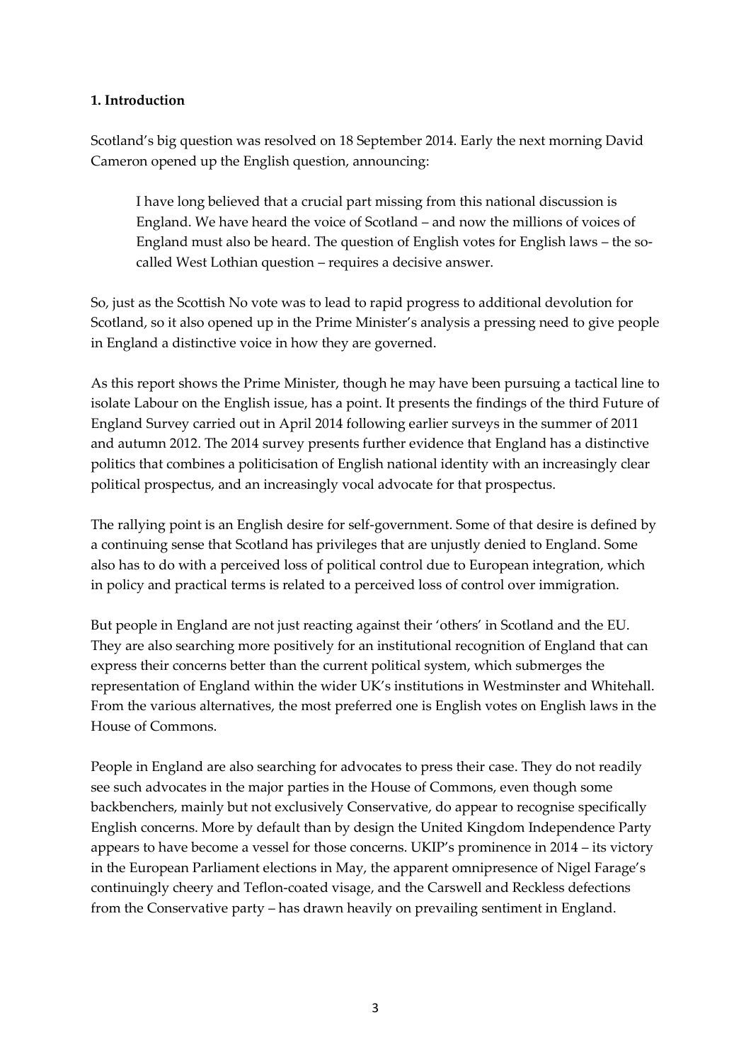**1. Introduction**

Scotland's big question was resolved on 18 September 2014. Early the next morning David Cameron opened up the English question, announcing:

> I have long believed that a crucial part missing from this national discussion is England. We have heard the voice of Scotland – and now the millions of voices of England must also be heard. The question of English votes for English laws – the so-called West Lothian question – requires a decisive answer.

So, just as the Scottish No vote was to lead to rapid progress to additional devolution for Scotland, so it also opened up in the Prime Minister's analysis a pressing need to give people in England a distinctive voice in how they are governed.

As this report shows the Prime Minister, though he may have been pursuing a tactical line to isolate Labour on the English issue, has a point. It presents the findings of the third Future of England Survey carried out in April 2014 following earlier surveys in the summer of 2011 and autumn 2012. The 2014 survey presents further evidence that England has a distinctive politics that combines a politicisation of English national identity with an increasingly clear political prospectus, and an increasingly vocal advocate for that prospectus.

The rallying point is an English desire for self-government. Some of that desire is defined by a continuing sense that Scotland has privileges that are unjustly denied to England. Some also has to do with a perceived loss of political control due to European integration, which in policy and practical terms is related to a perceived loss of control over immigration.

But people in England are not just reacting against their 'others' in Scotland and the EU. They are also searching more positively for an institutional recognition of England that can express their concerns better than the current political system, which submerges the representation of England within the wider UK's institutions in Westminster and Whitehall. From the various alternatives, the most preferred one is English votes on English laws in the House of Commons.

People in England are also searching for advocates to press their case. They do not readily see such advocates in the major parties in the House of Commons, even though some backbenchers, mainly but not exclusively Conservative, do appear to recognise specifically English concerns. More by default than by design the United Kingdom Independence Party appears to have become a vessel for those concerns. UKIP's prominence in 2014 – its victory in the European Parliament elections in May, the apparent omnipresence of Nigel Farage's continuingly cheery and Teflon-coated visage, and the Carswell and Reckless defections from the Conservative party – has drawn heavily on prevailing sentiment in England.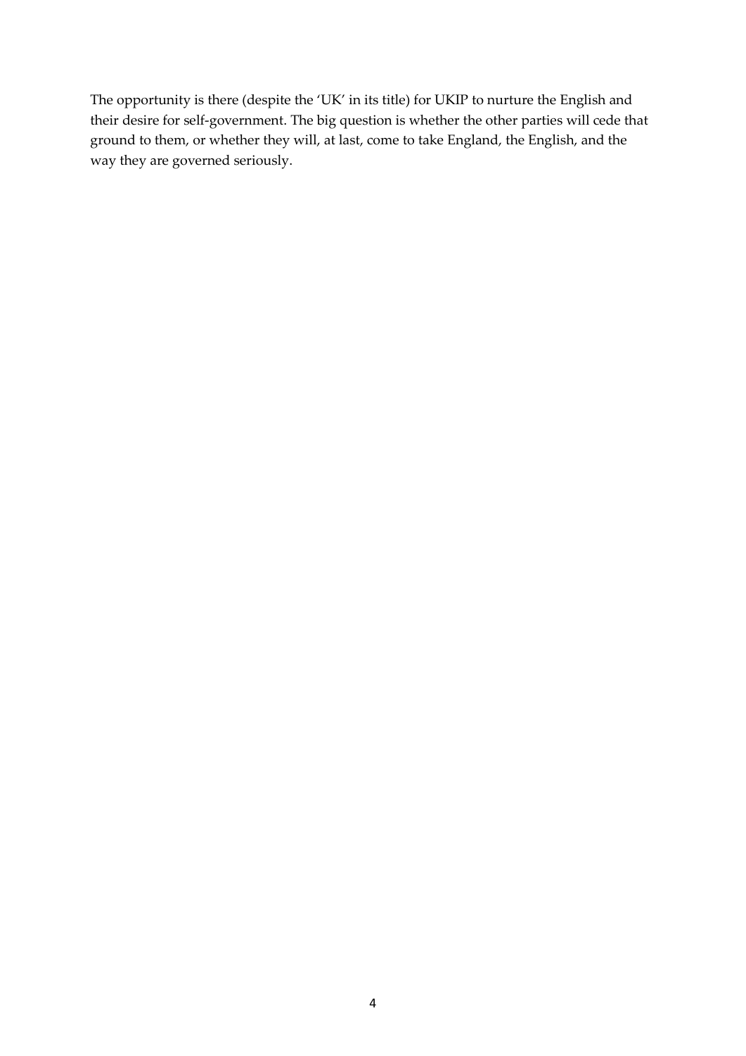The opportunity is there (despite the 'UK' in its title) for UKIP to nurture the English and their desire for self-government. The big question is whether the other parties will cede that ground to them, or whether they will, at last, come to take England, the English, and the way they are governed seriously.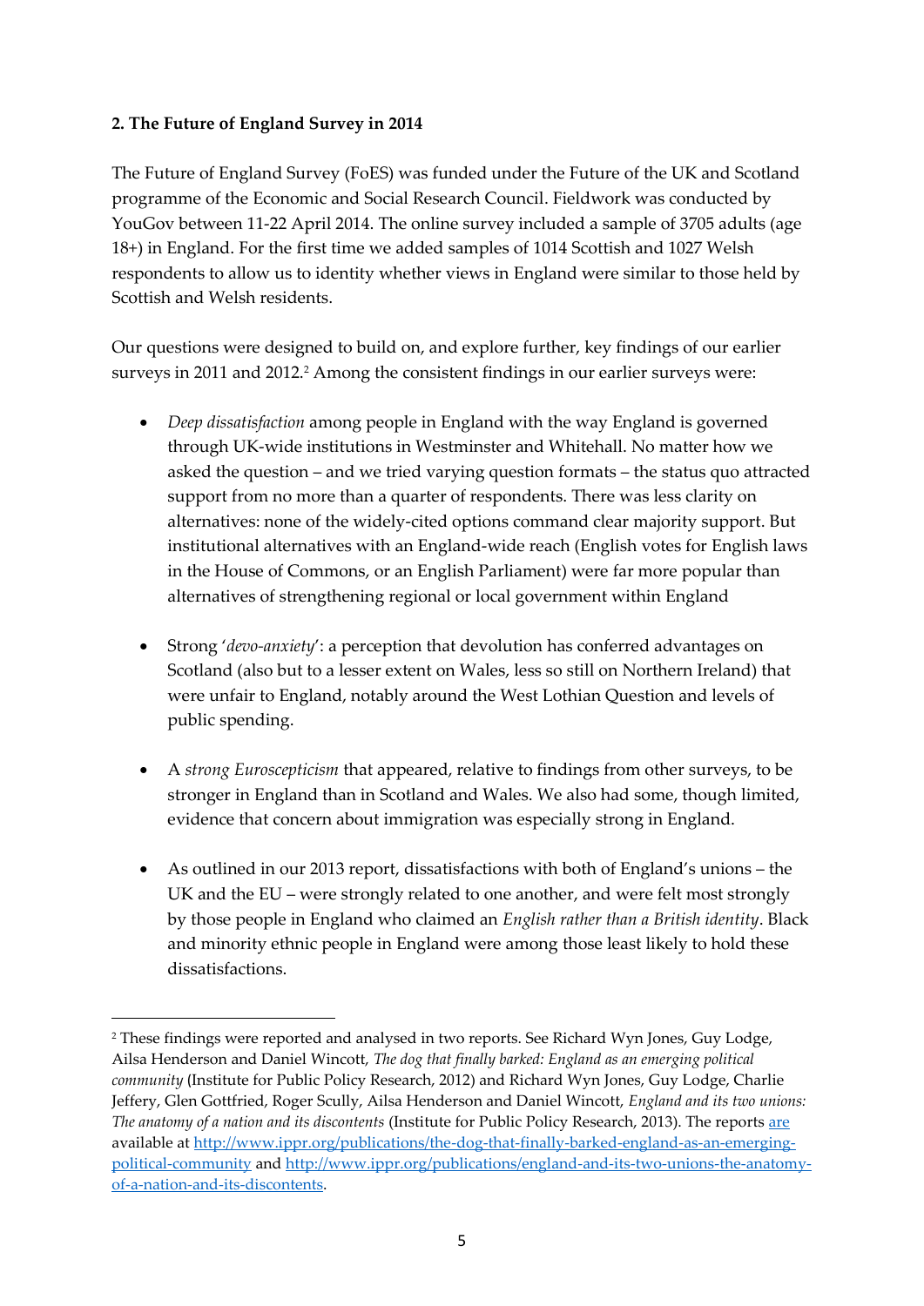**2. The Future of England Survey in 2014**

The Future of England Survey (FoES) was funded under the Future of the UK and Scotland programme of the Economic and Social Research Council. Fieldwork was conducted by YouGov between 11-22 April 2014. The online survey included a sample of 3705 adults (age 18+) in England. For the first time we added samples of 1014 Scottish and 1027 Welsh respondents to allow us to identity whether views in England were similar to those held by Scottish and Welsh residents.

Our questions were designed to build on, and explore further, key findings of our earlier surveys in 2011 and 2012.[2] Among the consistent findings in our earlier surveys were:

- *Deep dissatisfaction* among people in England with the way England is governed through UK-wide institutions in Westminster and Whitehall. No matter how we asked the question – and we tried varying question formats – the status quo attracted support from no more than a quarter of respondents. There was less clarity on alternatives: none of the widely-cited options command clear majority support. But institutional alternatives with an England-wide reach (English votes for English laws in the House of Commons, or an English Parliament) were far more popular than alternatives of strengthening regional or local government within England

- Strong '*devo-anxiety*': a perception that devolution has conferred advantages on Scotland (also but to a lesser extent on Wales, less so still on Northern Ireland) that were unfair to England, notably around the West Lothian Question and levels of public spending.

- A *strong Euroscepticism* that appeared, relative to findings from other surveys, to be stronger in England than in Scotland and Wales. We also had some, though limited, evidence that concern about immigration was especially strong in England.

- As outlined in our 2013 report, dissatisfactions with both of England's unions – the UK and the EU – were strongly related to one another, and were felt most strongly by those people in England who claimed an *English rather than a British identity*. Black and minority ethnic people in England were among those least likely to hold these dissatisfactions.

---

[2] These findings were reported and analysed in two reports. See Richard Wyn Jones, Guy Lodge, Ailsa Henderson and Daniel Wincott, *The dog that finally barked: England as an emerging political community* (Institute for Public Policy Research, 2012) and Richard Wyn Jones, Guy Lodge, Charlie Jeffery, Glen Gottfried, Roger Scully, Ailsa Henderson and Daniel Wincott, *England and its two unions: The anatomy of a nation and its discontents* (Institute for Public Policy Research, 2013). The reports are available at http://www.ippr.org/publications/the-dog-that-finally-barked-england-as-an-emerging-political-community and http://www.ippr.org/publications/england-and-its-two-unions-the-anatomy-of-a-nation-and-its-discontents.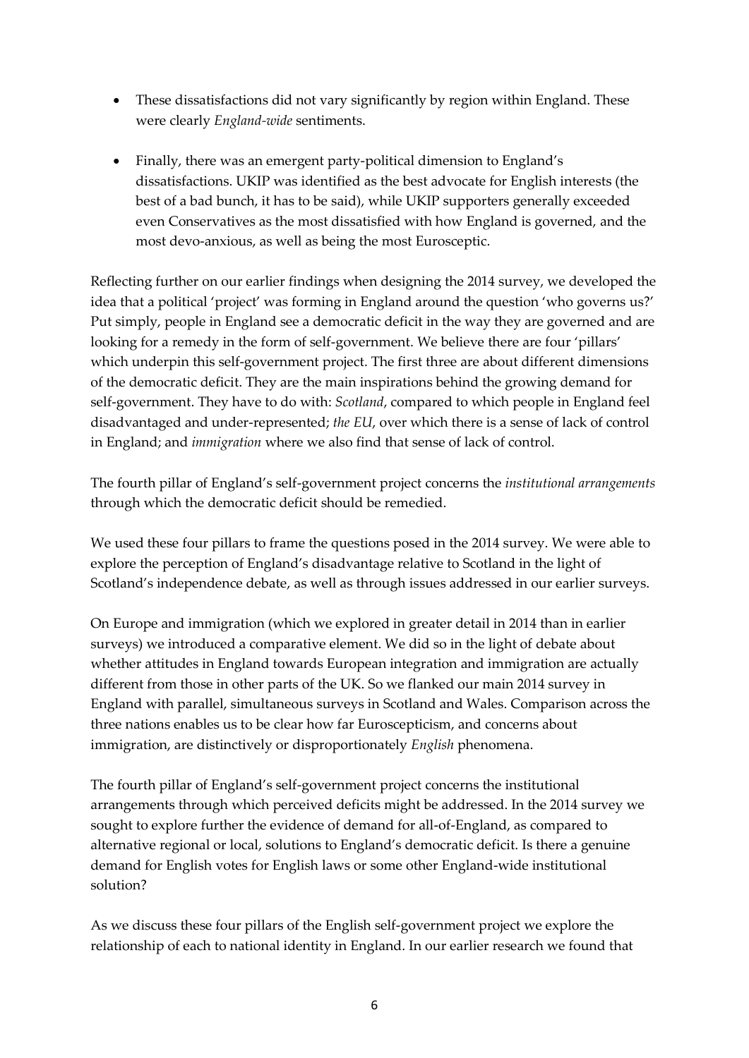- These dissatisfactions did not vary significantly by region within England. These were clearly *England-wide* sentiments.

- Finally, there was an emergent party-political dimension to England's dissatisfactions. UKIP was identified as the best advocate for English interests (the best of a bad bunch, it has to be said), while UKIP supporters generally exceeded even Conservatives as the most dissatisfied with how England is governed, and the most devo-anxious, as well as being the most Eurosceptic.

Reflecting further on our earlier findings when designing the 2014 survey, we developed the idea that a political 'project' was forming in England around the question 'who governs us?' Put simply, people in England see a democratic deficit in the way they are governed and are looking for a remedy in the form of self-government. We believe there are four 'pillars' which underpin this self-government project. The first three are about different dimensions of the democratic deficit. They are the main inspirations behind the growing demand for self-government. They have to do with: *Scotland*, compared to which people in England feel disadvantaged and under-represented; *the EU*, over which there is a sense of lack of control in England; and *immigration* where we also find that sense of lack of control.

The fourth pillar of England's self-government project concerns the *institutional arrangements* through which the democratic deficit should be remedied.

We used these four pillars to frame the questions posed in the 2014 survey. We were able to explore the perception of England's disadvantage relative to Scotland in the light of Scotland's independence debate, as well as through issues addressed in our earlier surveys.

On Europe and immigration (which we explored in greater detail in 2014 than in earlier surveys) we introduced a comparative element. We did so in the light of debate about whether attitudes in England towards European integration and immigration are actually different from those in other parts of the UK. So we flanked our main 2014 survey in England with parallel, simultaneous surveys in Scotland and Wales. Comparison across the three nations enables us to be clear how far Euroscepticism, and concerns about immigration, are distinctively or disproportionately *English* phenomena.

The fourth pillar of England's self-government project concerns the institutional arrangements through which perceived deficits might be addressed. In the 2014 survey we sought to explore further the evidence of demand for all-of-England, as compared to alternative regional or local, solutions to England's democratic deficit. Is there a genuine demand for English votes for English laws or some other England-wide institutional solution?

As we discuss these four pillars of the English self-government project we explore the relationship of each to national identity in England. In our earlier research we found that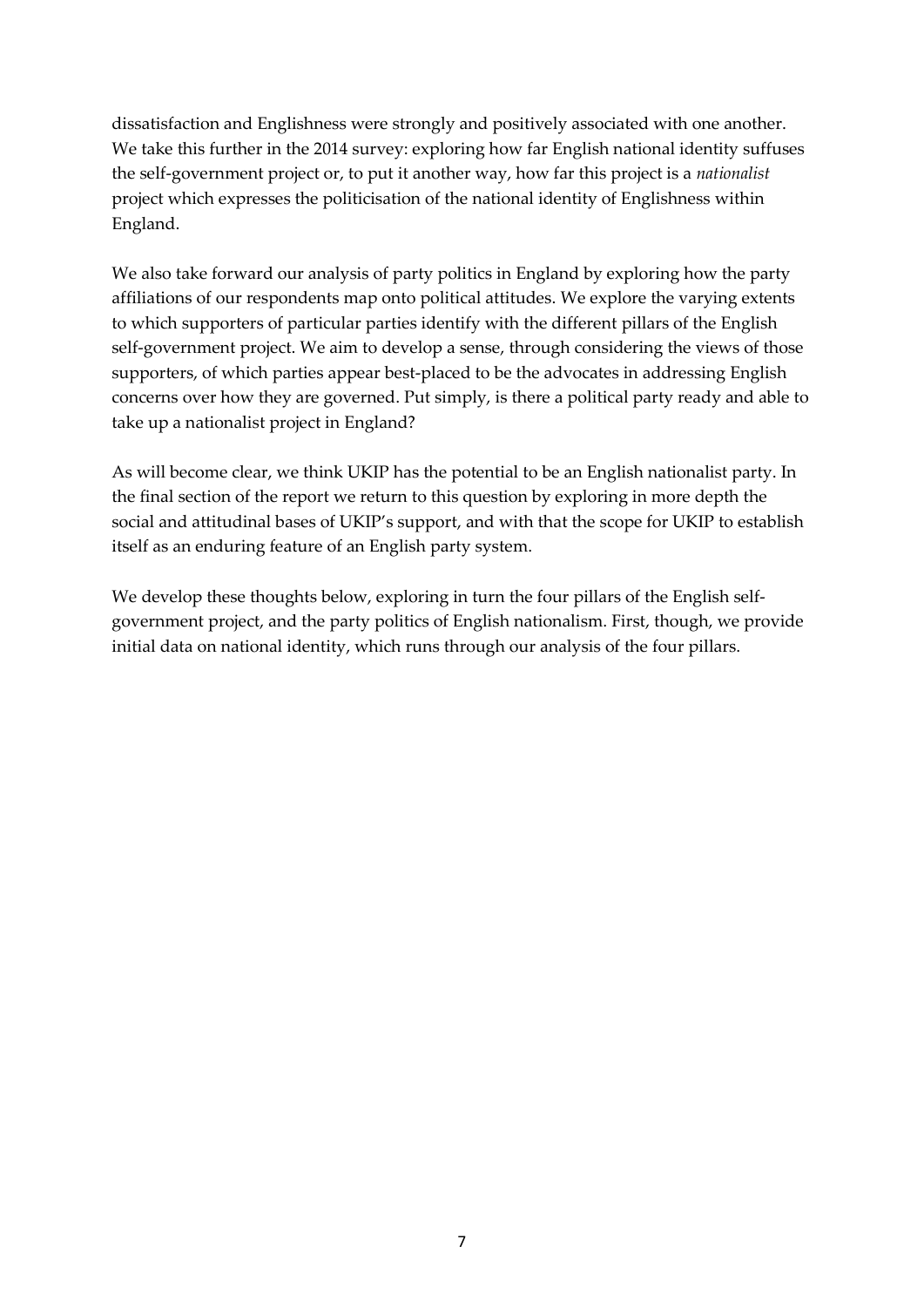dissatisfaction and Englishness were strongly and positively associated with one another. We take this further in the 2014 survey: exploring how far English national identity suffuses the self-government project or, to put it another way, how far this project is a *nationalist* project which expresses the politicisation of the national identity of Englishness within England.

We also take forward our analysis of party politics in England by exploring how the party affiliations of our respondents map onto political attitudes. We explore the varying extents to which supporters of particular parties identify with the different pillars of the English self-government project. We aim to develop a sense, through considering the views of those supporters, of which parties appear best-placed to be the advocates in addressing English concerns over how they are governed. Put simply, is there a political party ready and able to take up a nationalist project in England?

As will become clear, we think UKIP has the potential to be an English nationalist party. In the final section of the report we return to this question by exploring in more depth the social and attitudinal bases of UKIP's support, and with that the scope for UKIP to establish itself as an enduring feature of an English party system.

We develop these thoughts below, exploring in turn the four pillars of the English self-government project, and the party politics of English nationalism. First, though, we provide initial data on national identity, which runs through our analysis of the four pillars.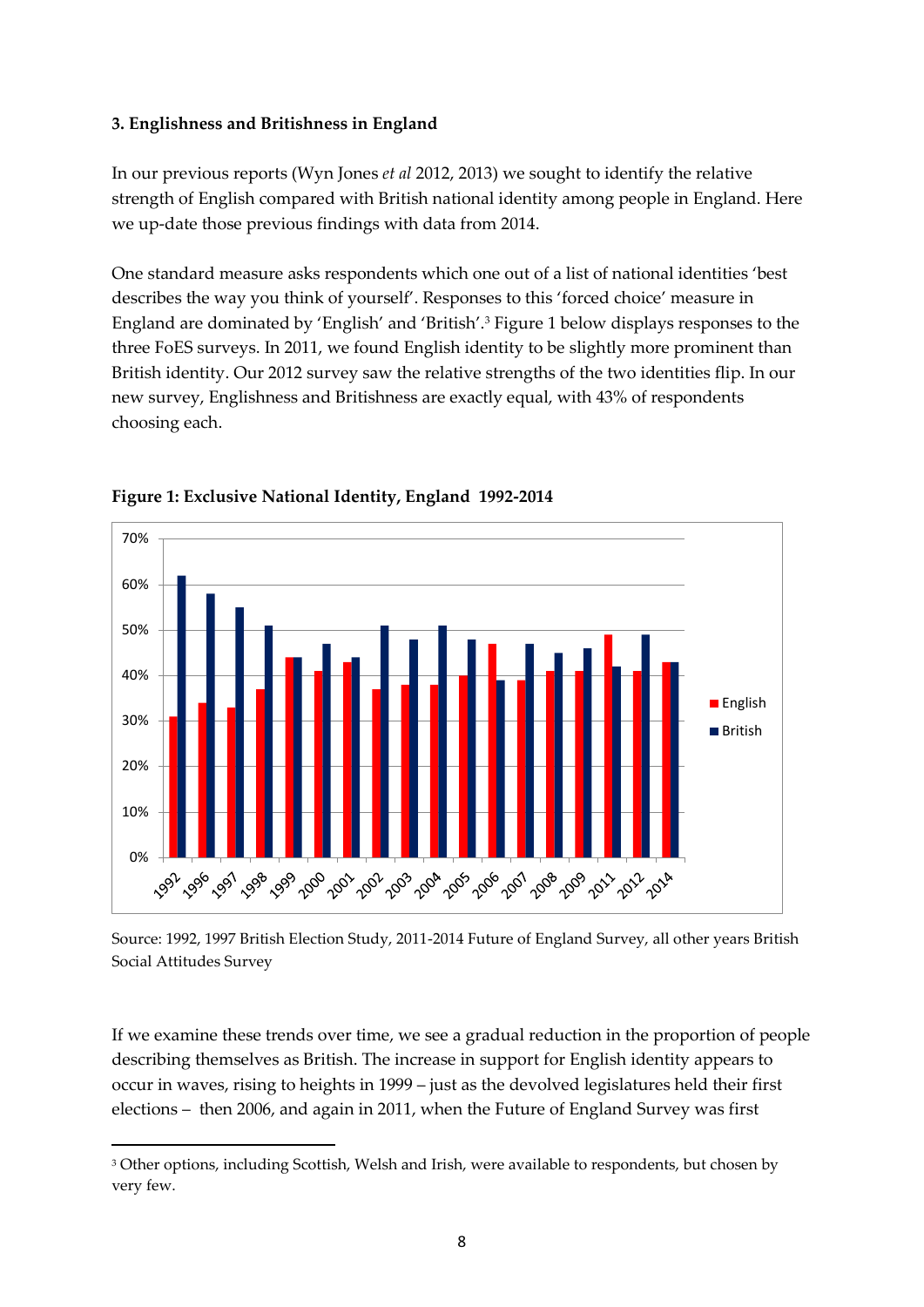### 3. Englishness and Britishness in England

In our previous reports (Wyn Jones *et al* 2012, 2013) we sought to identify the relative strength of English compared with British national identity among people in England. Here we up-date those previous findings with data from 2014.

One standard measure asks respondents which one out of a list of national identities 'best describes the way you think of yourself'. Responses to this 'forced choice' measure in England are dominated by 'English' and 'British'.[3] Figure 1 below displays responses to the three FoES surveys. In 2011, we found English identity to be slightly more prominent than British identity. Our 2012 survey saw the relative strengths of the two identities flip. In our new survey, Englishness and Britishness are exactly equal, with 43% of respondents choosing each.

**Figure 1: Exclusive National Identity, England 1992-2014**

Source: 1992, 1997 British Election Study, 2011-2014 Future of England Survey, all other years British Social Attitudes Survey

If we examine these trends over time, we see a gradual reduction in the proportion of people describing themselves as British. The increase in support for English identity appears to occur in waves, rising to heights in 1999 – just as the devolved legislatures held their first elections – then 2006, and again in 2011, when the Future of England Survey was first

[3] Other options, including Scottish, Welsh and Irish, were available to respondents, but chosen by very few.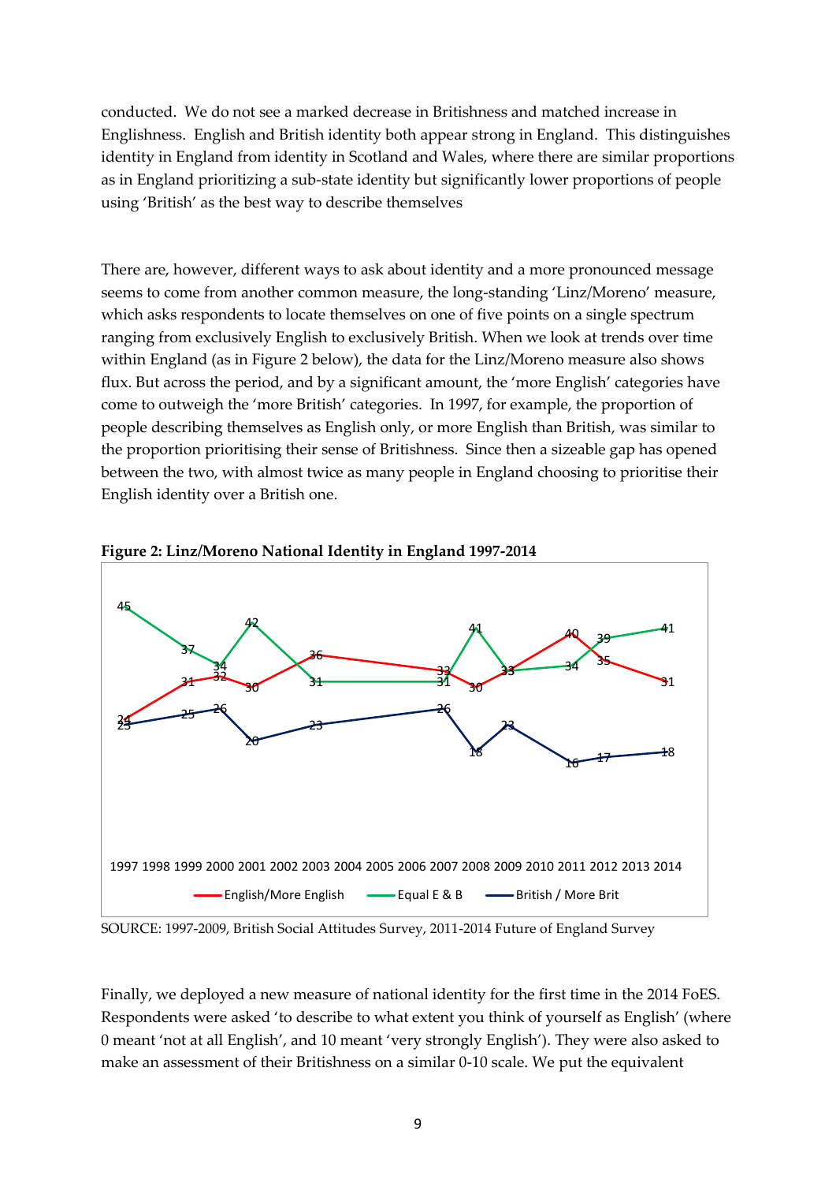conducted. We do not see a marked decrease in Britishness and matched increase in Englishness. English and British identity both appear strong in England. This distinguishes identity in England from identity in Scotland and Wales, where there are similar proportions as in England prioritizing a sub-state identity but significantly lower proportions of people using 'British' as the best way to describe themselves

There are, however, different ways to ask about identity and a more pronounced message seems to come from another common measure, the long-standing 'Linz/Moreno' measure, which asks respondents to locate themselves on one of five points on a single spectrum ranging from exclusively English to exclusively British. When we look at trends over time within England (as in Figure 2 below), the data for the Linz/Moreno measure also shows flux. But across the period, and by a significant amount, the 'more English' categories have come to outweigh the 'more British' categories. In 1997, for example, the proportion of people describing themselves as English only, or more English than British, was similar to the proportion prioritising their sense of Britishness. Since then a sizeable gap has opened between the two, with almost twice as many people in England choosing to prioritise their English identity over a British one.

**Figure 2: Linz/Moreno National Identity in England 1997-2014**

| Year | English/More English | Equal E & B | British / More Brit |
|---|---|---|---|
| 1997 | 24 | 45 | 23 |
| 1999 | 31 | 37 | 25 |
| 2000 | 32 | 34 | 26 |
| 2001 | 30 | 42 | 20 |
| 2003 | 36 | 31 | 23 |
| 2007 | 33 | 31 | 26 |
| 2008 | 30 | 41 | 18 |
| 2009 | 33 | 33 | 23 |
| 2011 | 40 | 34 | 16 |
| 2012 | 35 | 39 | 17 |
| 2014 | 31 | 41 | 18 |

SOURCE: 1997-2009, British Social Attitudes Survey, 2011-2014 Future of England Survey

Finally, we deployed a new measure of national identity for the first time in the 2014 FoES. Respondents were asked 'to describe to what extent you think of yourself as English' (where 0 meant 'not at all English', and 10 meant 'very strongly English'). They were also asked to make an assessment of their Britishness on a similar 0-10 scale. We put the equivalent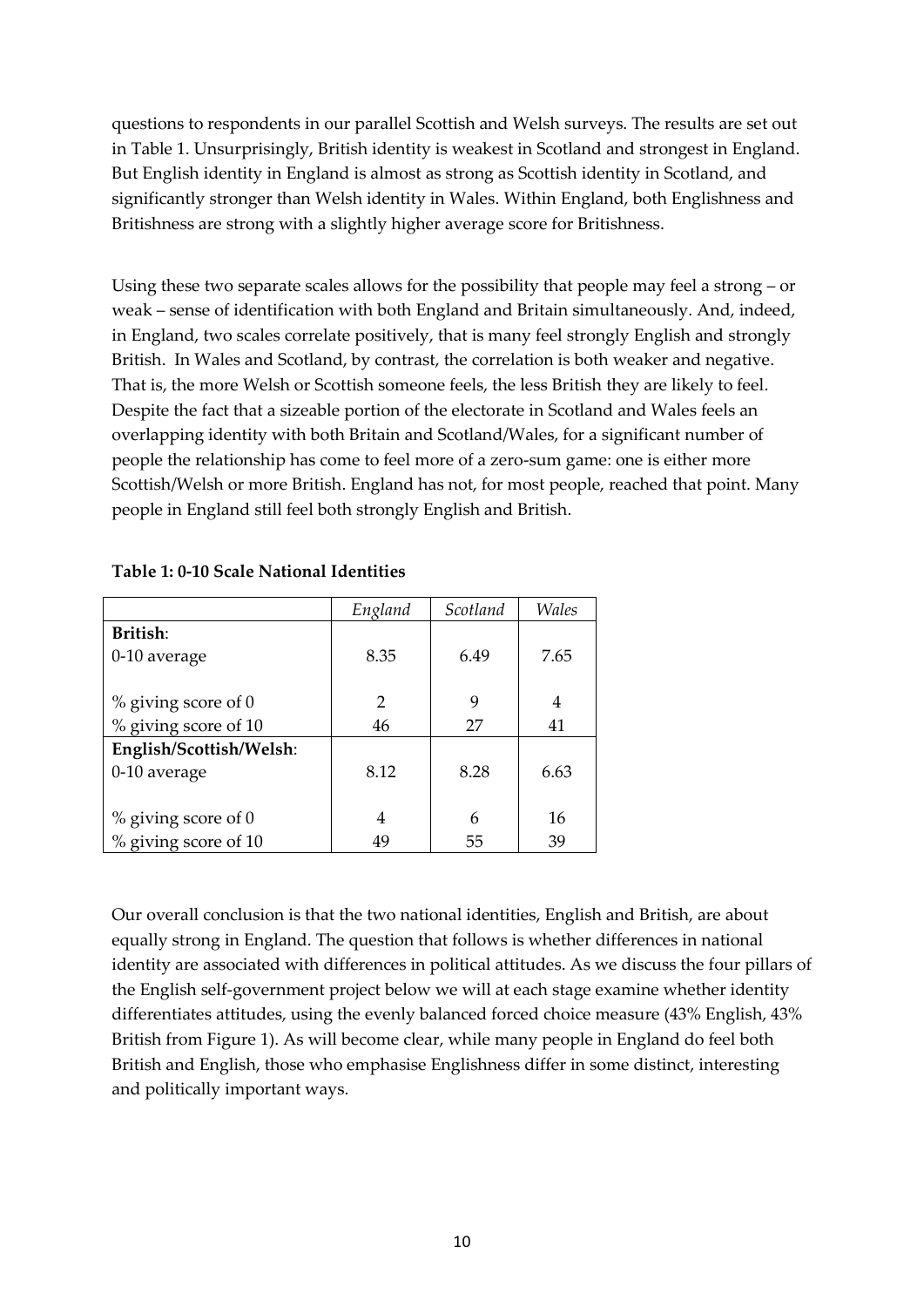questions to respondents in our parallel Scottish and Welsh surveys. The results are set out in Table 1. Unsurprisingly, British identity is weakest in Scotland and strongest in England. But English identity in England is almost as strong as Scottish identity in Scotland, and significantly stronger than Welsh identity in Wales. Within England, both Englishness and Britishness are strong with a slightly higher average score for Britishness.

Using these two separate scales allows for the possibility that people may feel a strong – or weak – sense of identification with both England and Britain simultaneously. And, indeed, in England, two scales correlate positively, that is many feel strongly English and strongly British. In Wales and Scotland, by contrast, the correlation is both weaker and negative. That is, the more Welsh or Scottish someone feels, the less British they are likely to feel. Despite the fact that a sizeable portion of the electorate in Scotland and Wales feels an overlapping identity with both Britain and Scotland/Wales, for a significant number of people the relationship has come to feel more of a zero-sum game: one is either more Scottish/Welsh or more British. England has not, for most people, reached that point. Many people in England still feel both strongly English and British.

**Table 1: 0-10 Scale National Identities**

| | *England* | *Scotland* | *Wales* |
|---|---|---|---|
| **British**: | | | |
| 0-10 average | 8.35 | 6.49 | 7.65 |
| % giving score of 0 | 2 | 9 | 4 |
| % giving score of 10 | 46 | 27 | 41 |
| **English/Scottish/Welsh**: | | | |
| 0-10 average | 8.12 | 8.28 | 6.63 |
| % giving score of 0 | 4 | 6 | 16 |
| % giving score of 10 | 49 | 55 | 39 |

Our overall conclusion is that the two national identities, English and British, are about equally strong in England. The question that follows is whether differences in national identity are associated with differences in political attitudes. As we discuss the four pillars of the English self-government project below we will at each stage examine whether identity differentiates attitudes, using the evenly balanced forced choice measure (43% English, 43% British from Figure 1). As will become clear, while many people in England do feel both British and English, those who emphasise Englishness differ in some distinct, interesting and politically important ways.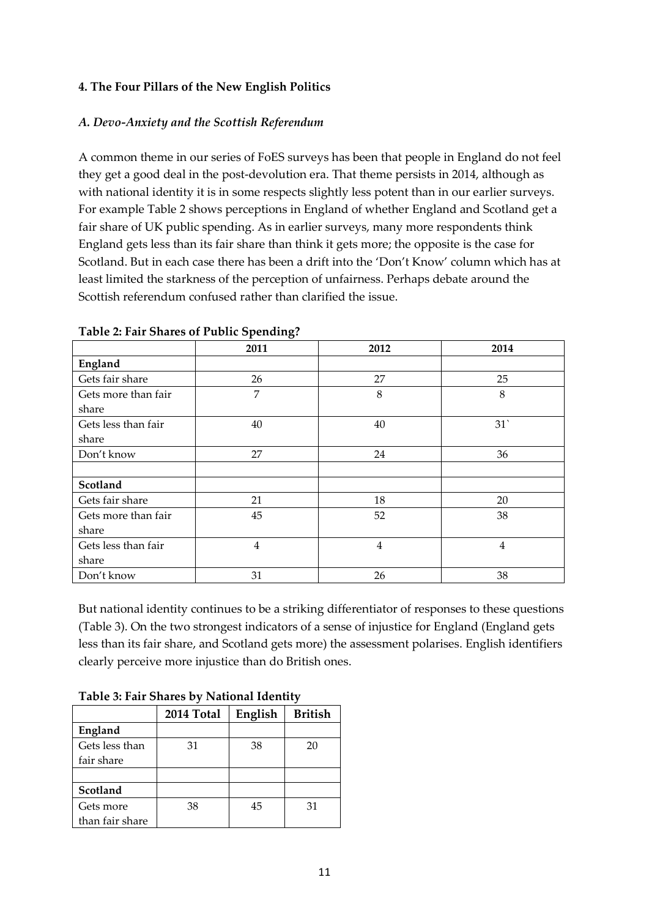## 4. The Four Pillars of the New English Politics

### *A. Devo-Anxiety and the Scottish Referendum*

A common theme in our series of FoES surveys has been that people in England do not feel they get a good deal in the post-devolution era. That theme persists in 2014, although as with national identity it is in some respects slightly less potent than in our earlier surveys. For example Table 2 shows perceptions in England of whether England and Scotland get a fair share of UK public spending. As in earlier surveys, many more respondents think England gets less than its fair share than think it gets more; the opposite is the case for Scotland. But in each case there has been a drift into the 'Don't Know' column which has at least limited the starkness of the perception of unfairness. Perhaps debate around the Scottish referendum confused rather than clarified the issue.

**Table 2: Fair Shares of Public Spending?**

| | 2011 | 2012 | 2014 |
|---|---|---|---|
| **England** | | | |
| Gets fair share | 26 | 27 | 25 |
| Gets more than fair share | 7 | 8 | 8 |
| Gets less than fair share | 40 | 40 | 31` |
| Don't know | 27 | 24 | 36 |
| | | | |
| **Scotland** | | | |
| Gets fair share | 21 | 18 | 20 |
| Gets more than fair share | 45 | 52 | 38 |
| Gets less than fair share | 4 | 4 | 4 |
| Don't know | 31 | 26 | 38 |

But national identity continues to be a striking differentiator of responses to these questions (Table 3). On the two strongest indicators of a sense of injustice for England (England gets less than its fair share, and Scotland gets more) the assessment polarises. English identifiers clearly perceive more injustice than do British ones.

**Table 3: Fair Shares by National Identity**

| | 2014 Total | English | British |
|---|---|---|---|
| **England** | | | |
| Gets less than fair share | 31 | 38 | 20 |
| | | | |
| **Scotland** | | | |
| Gets more than fair share | 38 | 45 | 31 |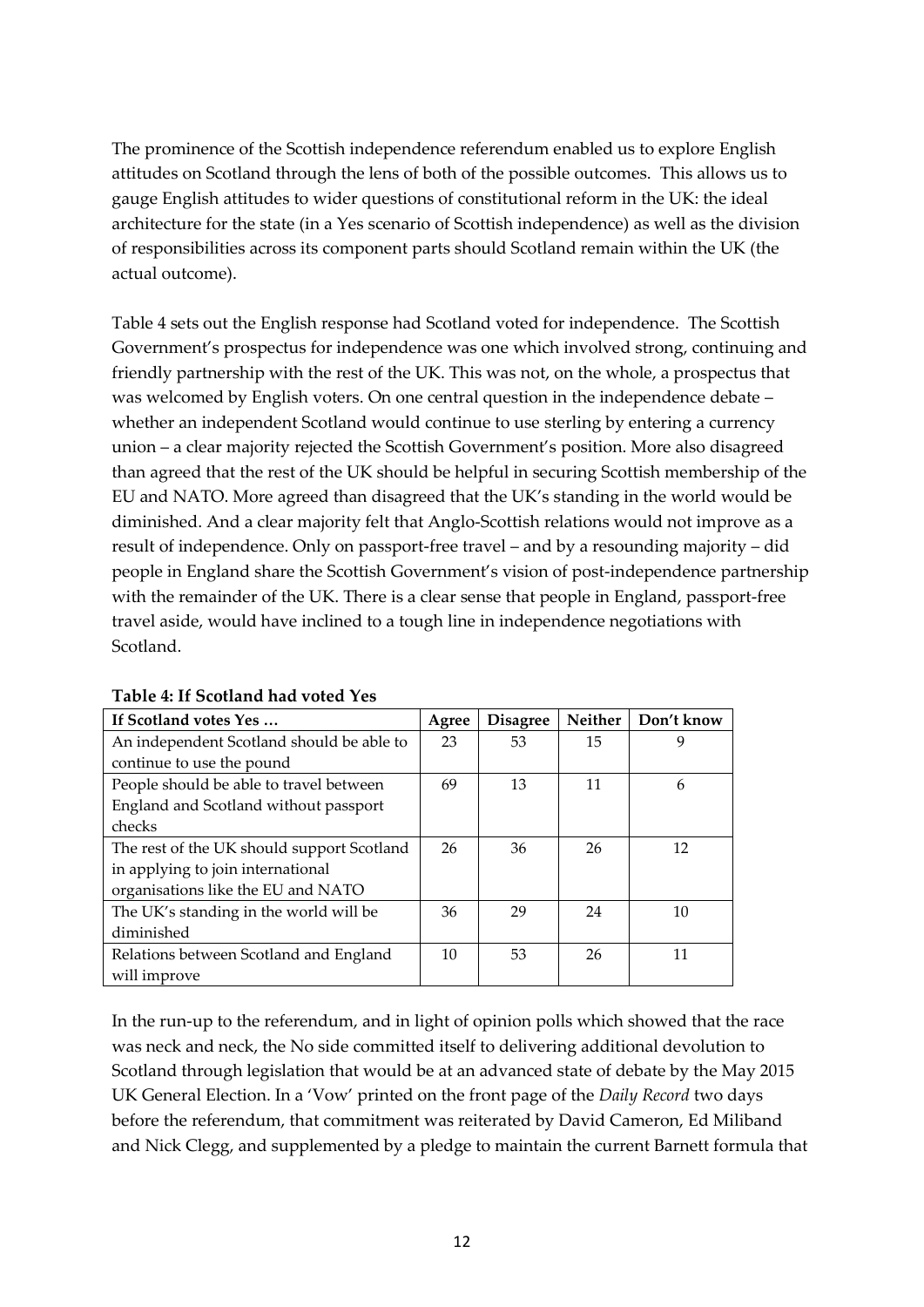The prominence of the Scottish independence referendum enabled us to explore English attitudes on Scotland through the lens of both of the possible outcomes. This allows us to gauge English attitudes to wider questions of constitutional reform in the UK: the ideal architecture for the state (in a Yes scenario of Scottish independence) as well as the division of responsibilities across its component parts should Scotland remain within the UK (the actual outcome).

Table 4 sets out the English response had Scotland voted for independence. The Scottish Government's prospectus for independence was one which involved strong, continuing and friendly partnership with the rest of the UK. This was not, on the whole, a prospectus that was welcomed by English voters. On one central question in the independence debate – whether an independent Scotland would continue to use sterling by entering a currency union – a clear majority rejected the Scottish Government's position. More also disagreed than agreed that the rest of the UK should be helpful in securing Scottish membership of the EU and NATO. More agreed than disagreed that the UK's standing in the world would be diminished. And a clear majority felt that Anglo-Scottish relations would not improve as a result of independence. Only on passport-free travel – and by a resounding majority – did people in England share the Scottish Government's vision of post-independence partnership with the remainder of the UK. There is a clear sense that people in England, passport-free travel aside, would have inclined to a tough line in independence negotiations with Scotland.

**Table 4: If Scotland had voted Yes**

| If Scotland votes Yes … | Agree | Disagree | Neither | Don't know |
|---|---|---|---|---|
| An independent Scotland should be able to continue to use the pound | 23 | 53 | 15 | 9 |
| People should be able to travel between England and Scotland without passport checks | 69 | 13 | 11 | 6 |
| The rest of the UK should support Scotland in applying to join international organisations like the EU and NATO | 26 | 36 | 26 | 12 |
| The UK's standing in the world will be diminished | 36 | 29 | 24 | 10 |
| Relations between Scotland and England will improve | 10 | 53 | 26 | 11 |

In the run-up to the referendum, and in light of opinion polls which showed that the race was neck and neck, the No side committed itself to delivering additional devolution to Scotland through legislation that would be at an advanced state of debate by the May 2015 UK General Election. In a 'Vow' printed on the front page of the *Daily Record* two days before the referendum, that commitment was reiterated by David Cameron, Ed Miliband and Nick Clegg, and supplemented by a pledge to maintain the current Barnett formula that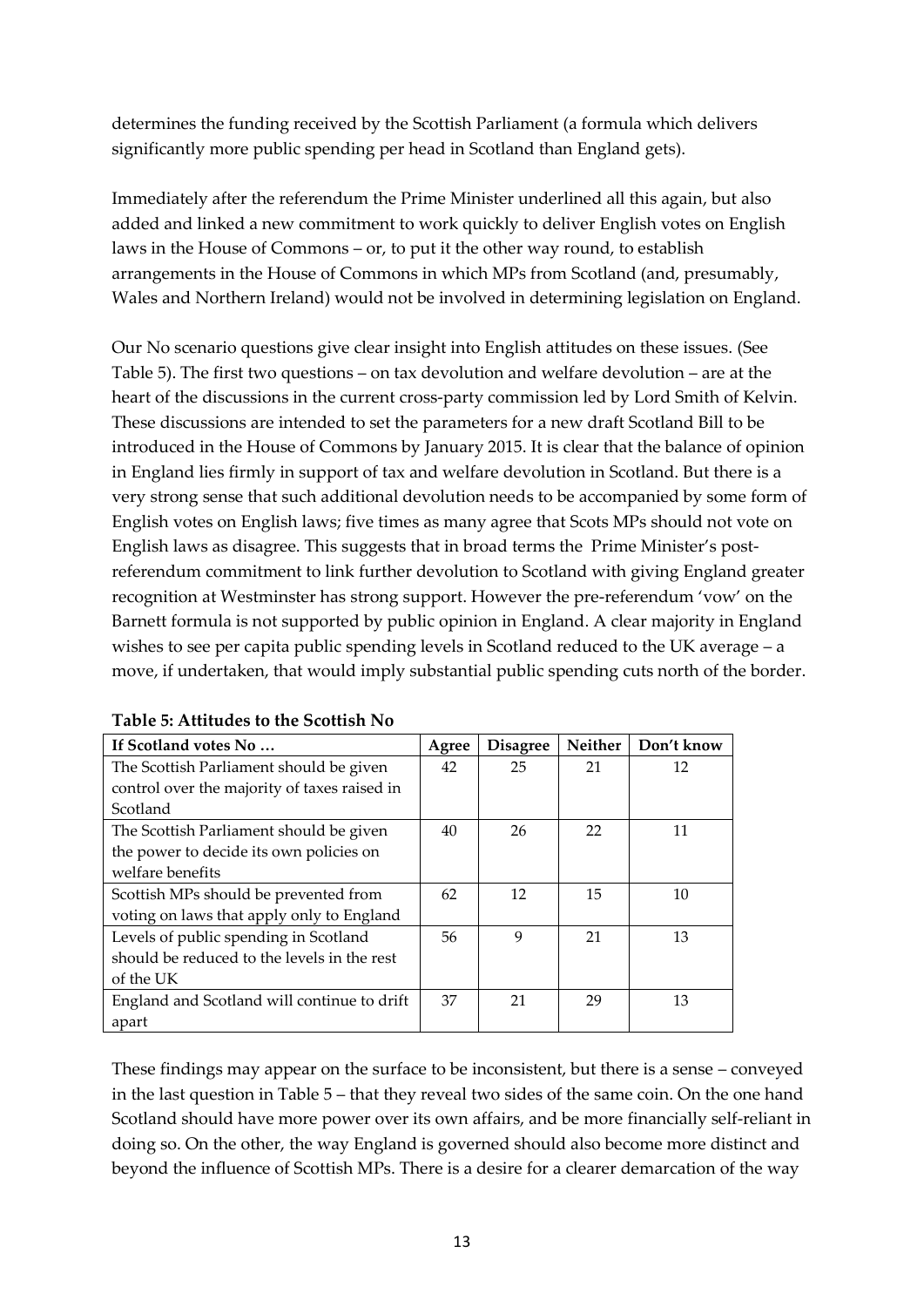determines the funding received by the Scottish Parliament (a formula which delivers significantly more public spending per head in Scotland than England gets).

Immediately after the referendum the Prime Minister underlined all this again, but also added and linked a new commitment to work quickly to deliver English votes on English laws in the House of Commons – or, to put it the other way round, to establish arrangements in the House of Commons in which MPs from Scotland (and, presumably, Wales and Northern Ireland) would not be involved in determining legislation on England.

Our No scenario questions give clear insight into English attitudes on these issues. (See Table 5). The first two questions – on tax devolution and welfare devolution – are at the heart of the discussions in the current cross-party commission led by Lord Smith of Kelvin. These discussions are intended to set the parameters for a new draft Scotland Bill to be introduced in the House of Commons by January 2015. It is clear that the balance of opinion in England lies firmly in support of tax and welfare devolution in Scotland. But there is a very strong sense that such additional devolution needs to be accompanied by some form of English votes on English laws; five times as many agree that Scots MPs should not vote on English laws as disagree. This suggests that in broad terms the Prime Minister's post-referendum commitment to link further devolution to Scotland with giving England greater recognition at Westminster has strong support. However the pre-referendum 'vow' on the Barnett formula is not supported by public opinion in England. A clear majority in England wishes to see per capita public spending levels in Scotland reduced to the UK average – a move, if undertaken, that would imply substantial public spending cuts north of the border.

**Table 5: Attitudes to the Scottish No**

| If Scotland votes No … | Agree | Disagree | Neither | Don't know |
|---|---|---|---|---|
| The Scottish Parliament should be given control over the majority of taxes raised in Scotland | 42 | 25 | 21 | 12 |
| The Scottish Parliament should be given the power to decide its own policies on welfare benefits | 40 | 26 | 22 | 11 |
| Scottish MPs should be prevented from voting on laws that apply only to England | 62 | 12 | 15 | 10 |
| Levels of public spending in Scotland should be reduced to the levels in the rest of the UK | 56 | 9 | 21 | 13 |
| England and Scotland will continue to drift apart | 37 | 21 | 29 | 13 |

These findings may appear on the surface to be inconsistent, but there is a sense – conveyed in the last question in Table 5 – that they reveal two sides of the same coin. On the one hand Scotland should have more power over its own affairs, and be more financially self-reliant in doing so. On the other, the way England is governed should also become more distinct and beyond the influence of Scottish MPs. There is a desire for a clearer demarcation of the way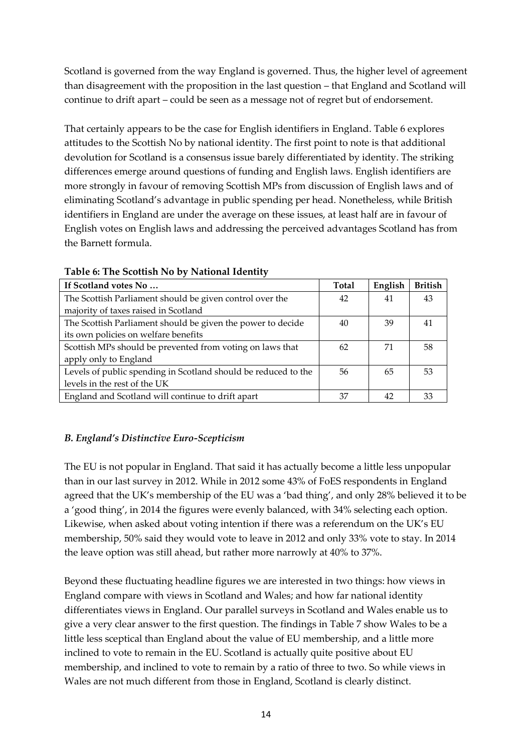Scotland is governed from the way England is governed. Thus, the higher level of agreement than disagreement with the proposition in the last question – that England and Scotland will continue to drift apart – could be seen as a message not of regret but of endorsement.

That certainly appears to be the case for English identifiers in England. Table 6 explores attitudes to the Scottish No by national identity. The first point to note is that additional devolution for Scotland is a consensus issue barely differentiated by identity. The striking differences emerge around questions of funding and English laws. English identifiers are more strongly in favour of removing Scottish MPs from discussion of English laws and of eliminating Scotland's advantage in public spending per head. Nonetheless, while British identifiers in England are under the average on these issues, at least half are in favour of English votes on English laws and addressing the perceived advantages Scotland has from the Barnett formula.

**Table 6: The Scottish No by National Identity**

| If Scotland votes No … | Total | English | British |
|---|---|---|---|
| The Scottish Parliament should be given control over the majority of taxes raised in Scotland | 42 | 41 | 43 |
| The Scottish Parliament should be given the power to decide its own policies on welfare benefits | 40 | 39 | 41 |
| Scottish MPs should be prevented from voting on laws that apply only to England | 62 | 71 | 58 |
| Levels of public spending in Scotland should be reduced to the levels in the rest of the UK | 56 | 65 | 53 |
| England and Scotland will continue to drift apart | 37 | 42 | 33 |

### *B. England's Distinctive Euro-Scepticism*

The EU is not popular in England. That said it has actually become a little less unpopular than in our last survey in 2012. While in 2012 some 43% of FoES respondents in England agreed that the UK's membership of the EU was a 'bad thing', and only 28% believed it to be a 'good thing', in 2014 the figures were evenly balanced, with 34% selecting each option. Likewise, when asked about voting intention if there was a referendum on the UK's EU membership, 50% said they would vote to leave in 2012 and only 33% vote to stay. In 2014 the leave option was still ahead, but rather more narrowly at 40% to 37%.

Beyond these fluctuating headline figures we are interested in two things: how views in England compare with views in Scotland and Wales; and how far national identity differentiates views in England. Our parallel surveys in Scotland and Wales enable us to give a very clear answer to the first question. The findings in Table 7 show Wales to be a little less sceptical than England about the value of EU membership, and a little more inclined to vote to remain in the EU. Scotland is actually quite positive about EU membership, and inclined to vote to remain by a ratio of three to two. So while views in Wales are not much different from those in England, Scotland is clearly distinct.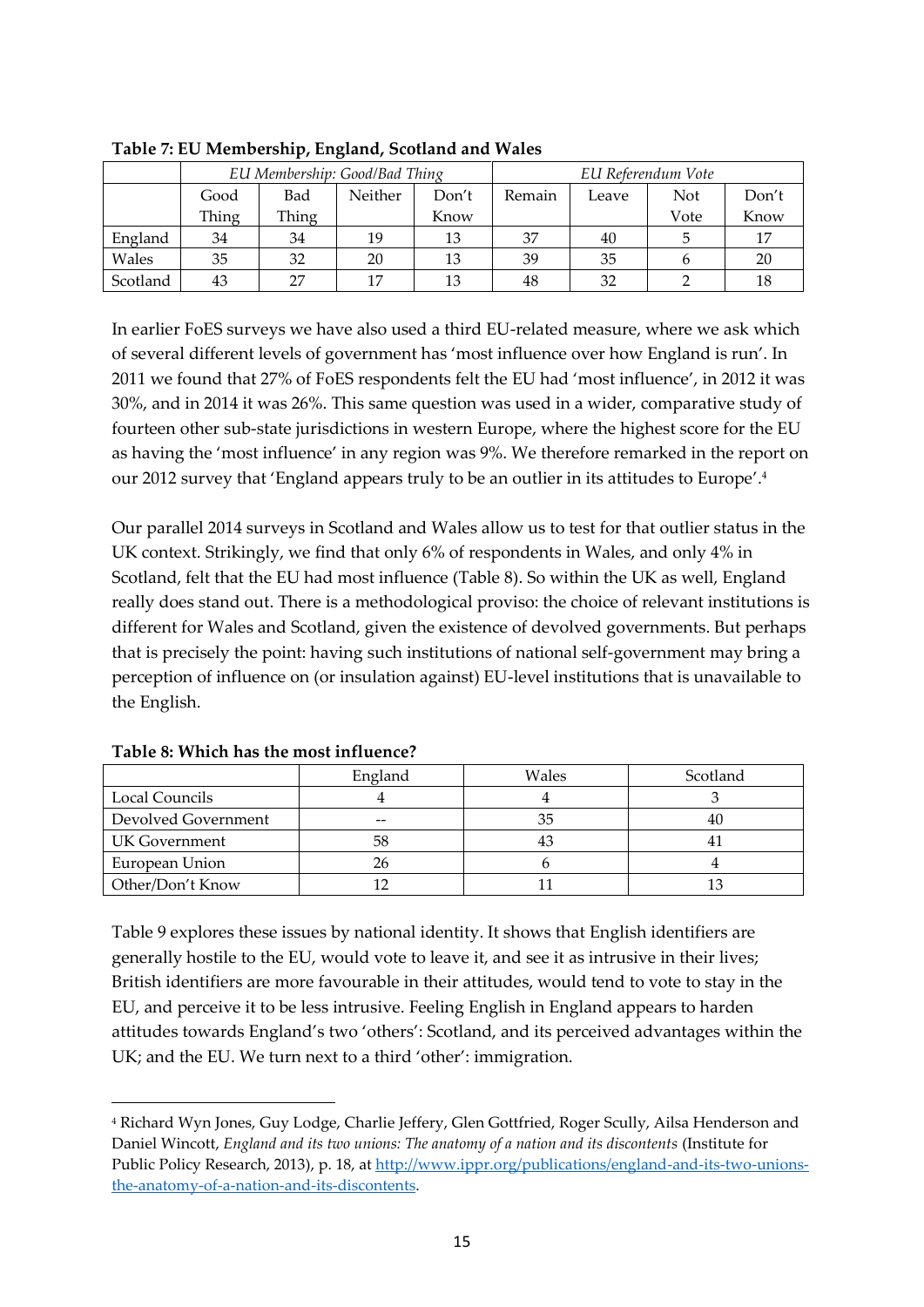**Table 7: EU Membership, England, Scotland and Wales**

| | *EU Membership: Good/Bad Thing* | | | | *EU Referendum Vote* | | | |
|---|---|---|---|---|---|---|---|---|
| | Good Thing | Bad Thing | Neither | Don't Know | Remain | Leave | Not Vote | Don't Know |
| England | 34 | 34 | 19 | 13 | 37 | 40 | 5 | 17 |
| Wales | 35 | 32 | 20 | 13 | 39 | 35 | 6 | 20 |
| Scotland | 43 | 27 | 17 | 13 | 48 | 32 | 2 | 18 |

In earlier FoES surveys we have also used a third EU-related measure, where we ask which of several different levels of government has 'most influence over how England is run'. In 2011 we found that 27% of FoES respondents felt the EU had 'most influence', in 2012 it was 30%, and in 2014 it was 26%. This same question was used in a wider, comparative study of fourteen other sub-state jurisdictions in western Europe, where the highest score for the EU as having the 'most influence' in any region was 9%. We therefore remarked in the report on our 2012 survey that 'England appears truly to be an outlier in its attitudes to Europe'.[4]

Our parallel 2014 surveys in Scotland and Wales allow us to test for that outlier status in the UK context. Strikingly, we find that only 6% of respondents in Wales, and only 4% in Scotland, felt that the EU had most influence (Table 8). So within the UK as well, England really does stand out. There is a methodological proviso: the choice of relevant institutions is different for Wales and Scotland, given the existence of devolved governments. But perhaps that is precisely the point: having such institutions of national self-government may bring a perception of influence on (or insulation against) EU-level institutions that is unavailable to the English.

**Table 8: Which has the most influence?**

| | England | Wales | Scotland |
|---|---|---|---|
| Local Councils | 4 | 4 | 3 |
| Devolved Government | -- | 35 | 40 |
| UK Government | 58 | 43 | 41 |
| European Union | 26 | 6 | 4 |
| Other/Don't Know | 12 | 11 | 13 |

Table 9 explores these issues by national identity. It shows that English identifiers are generally hostile to the EU, would vote to leave it, and see it as intrusive in their lives; British identifiers are more favourable in their attitudes, would tend to vote to stay in the EU, and perceive it to be less intrusive. Feeling English in England appears to harden attitudes towards England's two 'others': Scotland, and its perceived advantages within the UK; and the EU. We turn next to a third 'other': immigration.

[4] Richard Wyn Jones, Guy Lodge, Charlie Jeffery, Glen Gottfried, Roger Scully, Ailsa Henderson and Daniel Wincott, *England and its two unions: The anatomy of a nation and its discontents* (Institute for Public Policy Research, 2013), p. 18, at [http://www.ippr.org/publications/england-and-its-two-unions-the-anatomy-of-a-nation-and-its-discontents](http://www.ippr.org/publications/england-and-its-two-unions-the-anatomy-of-a-nation-and-its-discontents).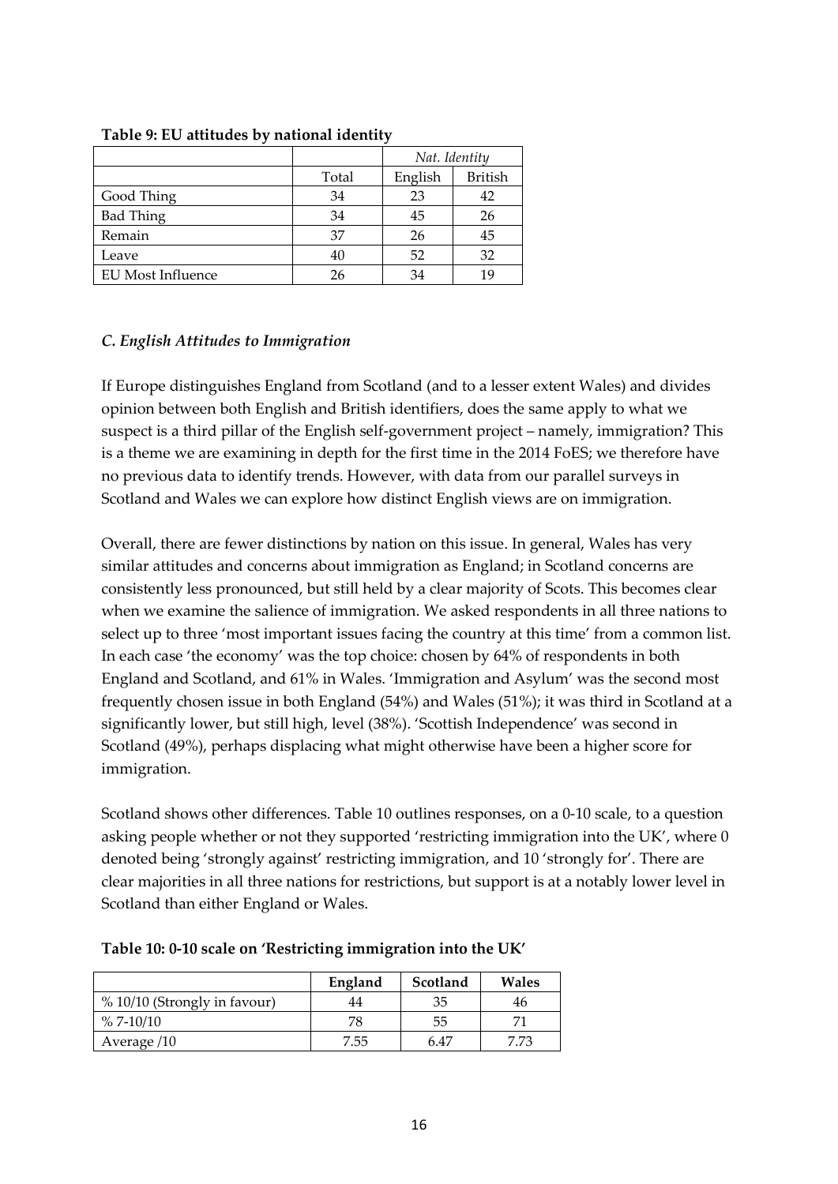**Table 9: EU attitudes by national identity**

| | | *Nat. Identity* | |
|---|---|---|---|
| | Total | English | British |
| Good Thing | 34 | 23 | 42 |
| Bad Thing | 34 | 45 | 26 |
| Remain | 37 | 26 | 45 |
| Leave | 40 | 52 | 32 |
| EU Most Influence | 26 | 34 | 19 |

### *C. English Attitudes to Immigration*

If Europe distinguishes England from Scotland (and to a lesser extent Wales) and divides opinion between both English and British identifiers, does the same apply to what we suspect is a third pillar of the English self-government project – namely, immigration? This is a theme we are examining in depth for the first time in the 2014 FoES; we therefore have no previous data to identify trends. However, with data from our parallel surveys in Scotland and Wales we can explore how distinct English views are on immigration.

Overall, there are fewer distinctions by nation on this issue. In general, Wales has very similar attitudes and concerns about immigration as England; in Scotland concerns are consistently less pronounced, but still held by a clear majority of Scots. This becomes clear when we examine the salience of immigration. We asked respondents in all three nations to select up to three 'most important issues facing the country at this time' from a common list. In each case 'the economy' was the top choice: chosen by 64% of respondents in both England and Scotland, and 61% in Wales. 'Immigration and Asylum' was the second most frequently chosen issue in both England (54%) and Wales (51%); it was third in Scotland at a significantly lower, but still high, level (38%). 'Scottish Independence' was second in Scotland (49%), perhaps displacing what might otherwise have been a higher score for immigration.

Scotland shows other differences. Table 10 outlines responses, on a 0-10 scale, to a question asking people whether or not they supported 'restricting immigration into the UK', where 0 denoted being 'strongly against' restricting immigration, and 10 'strongly for'. There are clear majorities in all three nations for restrictions, but support is at a notably lower level in Scotland than either England or Wales.

**Table 10: 0-10 scale on 'Restricting immigration into the UK'**

| | England | Scotland | Wales |
|---|---|---|---|
| % 10/10 (Strongly in favour) | 44 | 35 | 46 |
| % 7-10/10 | 78 | 55 | 71 |
| Average /10 | 7.55 | 6.47 | 7.73 |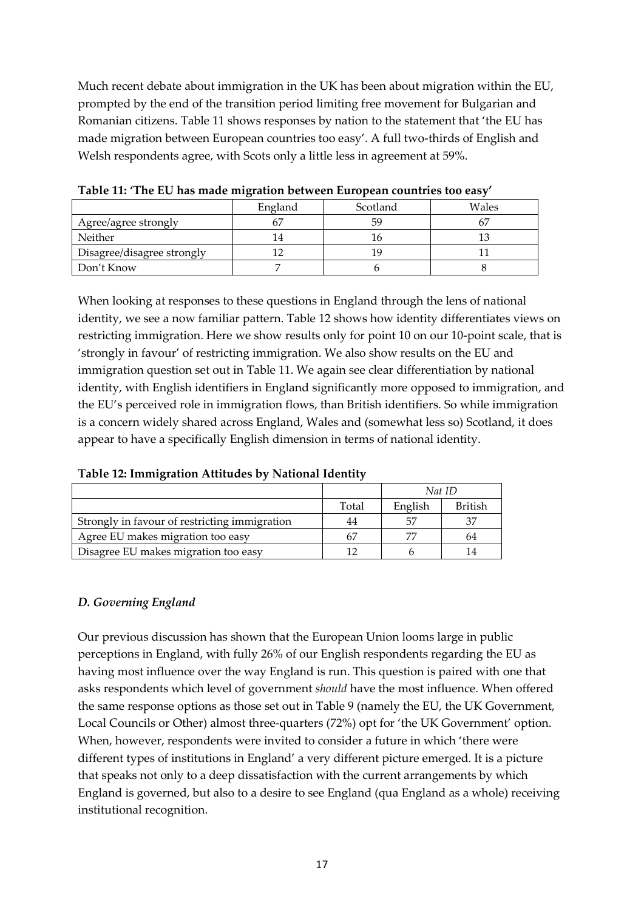Much recent debate about immigration in the UK has been about migration within the EU, prompted by the end of the transition period limiting free movement for Bulgarian and Romanian citizens. Table 11 shows responses by nation to the statement that 'the EU has made migration between European countries too easy'. A full two-thirds of English and Welsh respondents agree, with Scots only a little less in agreement at 59%.

**Table 11: 'The EU has made migration between European countries too easy'**

| | England | Scotland | Wales |
|---|---|---|---|
| Agree/agree strongly | 67 | 59 | 67 |
| Neither | 14 | 16 | 13 |
| Disagree/disagree strongly | 12 | 19 | 11 |
| Don't Know | 7 | 6 | 8 |

When looking at responses to these questions in England through the lens of national identity, we see a now familiar pattern. Table 12 shows how identity differentiates views on restricting immigration. Here we show results only for point 10 on our 10-point scale, that is 'strongly in favour' of restricting immigration. We also show results on the EU and immigration question set out in Table 11. We again see clear differentiation by national identity, with English identifiers in England significantly more opposed to immigration, and the EU's perceived role in immigration flows, than British identifiers. So while immigration is a concern widely shared across England, Wales and (somewhat less so) Scotland, it does appear to have a specifically English dimension in terms of national identity.

**Table 12: Immigration Attitudes by National Identity**

| | | *Nat ID* | |
|---|---|---|---|
| | Total | English | British |
| Strongly in favour of restricting immigration | 44 | 57 | 37 |
| Agree EU makes migration too easy | 67 | 77 | 64 |
| Disagree EU makes migration too easy | 12 | 6 | 14 |

### *D. Governing England*

Our previous discussion has shown that the European Union looms large in public perceptions in England, with fully 26% of our English respondents regarding the EU as having most influence over the way England is run. This question is paired with one that asks respondents which level of government *should* have the most influence. When offered the same response options as those set out in Table 9 (namely the EU, the UK Government, Local Councils or Other) almost three-quarters (72%) opt for 'the UK Government' option. When, however, respondents were invited to consider a future in which 'there were different types of institutions in England' a very different picture emerged. It is a picture that speaks not only to a deep dissatisfaction with the current arrangements by which England is governed, but also to a desire to see England (qua England as a whole) receiving institutional recognition.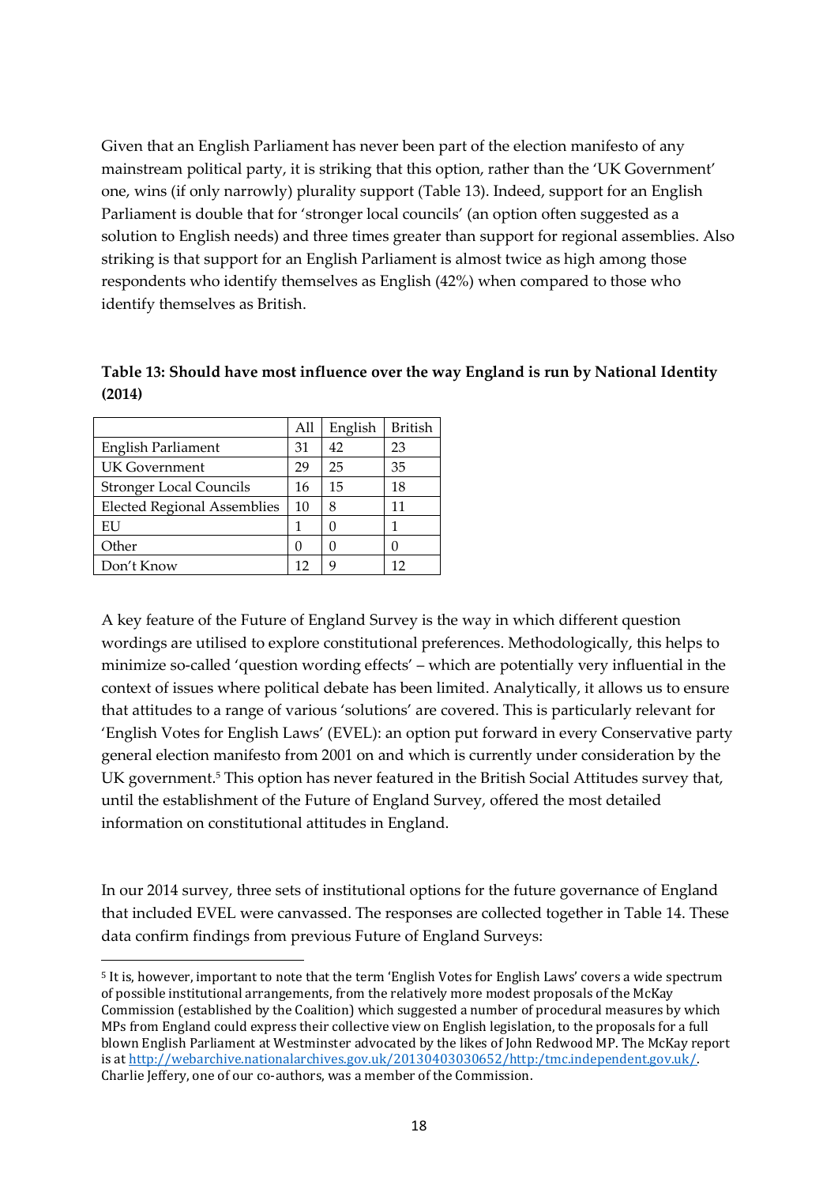Given that an English Parliament has never been part of the election manifesto of any mainstream political party, it is striking that this option, rather than the 'UK Government' one, wins (if only narrowly) plurality support (Table 13). Indeed, support for an English Parliament is double that for 'stronger local councils' (an option often suggested as a solution to English needs) and three times greater than support for regional assemblies. Also striking is that support for an English Parliament is almost twice as high among those respondents who identify themselves as English (42%) when compared to those who identify themselves as British.

**Table 13: Should have most influence over the way England is run by National Identity (2014)**

| | All | English | British |
|---|---|---|---|
| English Parliament | 31 | 42 | 23 |
| UK Government | 29 | 25 | 35 |
| Stronger Local Councils | 16 | 15 | 18 |
| Elected Regional Assemblies | 10 | 8 | 11 |
| EU | 1 | 0 | 1 |
| Other | 0 | 0 | 0 |
| Don't Know | 12 | 9 | 12 |

A key feature of the Future of England Survey is the way in which different question wordings are utilised to explore constitutional preferences. Methodologically, this helps to minimize so-called 'question wording effects' – which are potentially very influential in the context of issues where political debate has been limited. Analytically, it allows us to ensure that attitudes to a range of various 'solutions' are covered. This is particularly relevant for 'English Votes for English Laws' (EVEL): an option put forward in every Conservative party general election manifesto from 2001 on and which is currently under consideration by the UK government.[5] This option has never featured in the British Social Attitudes survey that, until the establishment of the Future of England Survey, offered the most detailed information on constitutional attitudes in England.

In our 2014 survey, three sets of institutional options for the future governance of England that included EVEL were canvassed. The responses are collected together in Table 14. These data confirm findings from previous Future of England Surveys:

[5] It is, however, important to note that the term 'English Votes for English Laws' covers a wide spectrum of possible institutional arrangements, from the relatively more modest proposals of the McKay Commission (established by the Coalition) which suggested a number of procedural measures by which MPs from England could express their collective view on English legislation, to the proposals for a full blown English Parliament at Westminster advocated by the likes of John Redwood MP. The McKay report is at http://webarchive.nationalarchives.gov.uk/20130403030652/http:/tmc.independent.gov.uk/. Charlie Jeffery, one of our co-authors, was a member of the Commission.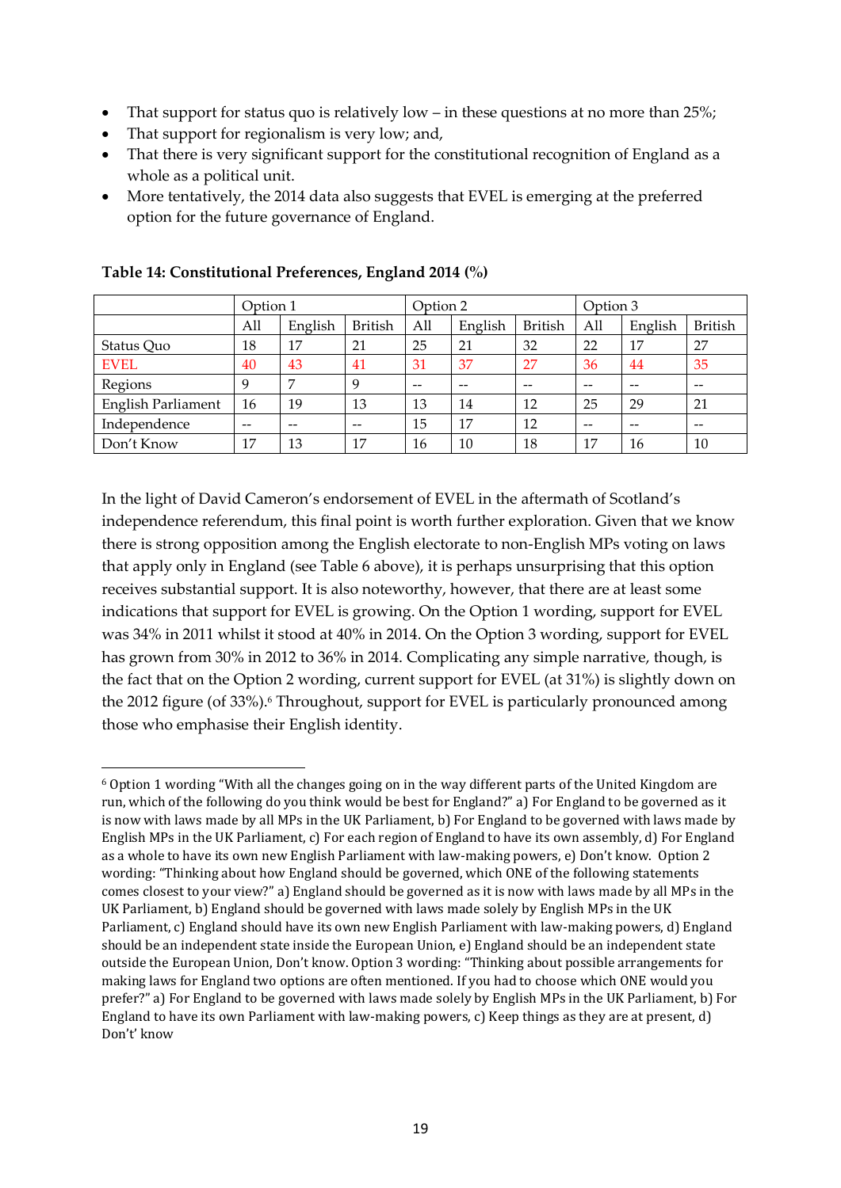- That support for status quo is relatively low – in these questions at no more than 25%;
- That support for regionalism is very low; and,
- That there is very significant support for the constitutional recognition of England as a whole as a political unit.
- More tentatively, the 2014 data also suggests that EVEL is emerging at the preferred option for the future governance of England.

**Table 14: Constitutional Preferences, England 2014 (%)**

| | Option 1 | | | Option 2 | | | Option 3 | | |
|---|---|---|---|---|---|---|---|---|---|
| | All | English | British | All | English | British | All | English | British |
| Status Quo | 18 | 17 | 21 | 25 | 21 | 32 | 22 | 17 | 27 |
| EVEL | 40 | 43 | 41 | 31 | 37 | 27 | 36 | 44 | 35 |
| Regions | 9 | 7 | 9 | -- | -- | -- | -- | -- | -- |
| English Parliament | 16 | 19 | 13 | 13 | 14 | 12 | 25 | 29 | 21 |
| Independence | -- | -- | -- | 15 | 17 | 12 | -- | -- | -- |
| Don't Know | 17 | 13 | 17 | 16 | 10 | 18 | 17 | 16 | 10 |

In the light of David Cameron's endorsement of EVEL in the aftermath of Scotland's independence referendum, this final point is worth further exploration. Given that we know there is strong opposition among the English electorate to non-English MPs voting on laws that apply only in England (see Table 6 above), it is perhaps unsurprising that this option receives substantial support. It is also noteworthy, however, that there are at least some indications that support for EVEL is growing. On the Option 1 wording, support for EVEL was 34% in 2011 whilst it stood at 40% in 2014. On the Option 3 wording, support for EVEL has grown from 30% in 2012 to 36% in 2014. Complicating any simple narrative, though, is the fact that on the Option 2 wording, current support for EVEL (at 31%) is slightly down on the 2012 figure (of 33%).[6] Throughout, support for EVEL is particularly pronounced among those who emphasise their English identity.

---

[6] Option 1 wording "With all the changes going on in the way different parts of the United Kingdom are run, which of the following do you think would be best for England?" a) For England to be governed as it is now with laws made by all MPs in the UK Parliament, b) For England to be governed with laws made by English MPs in the UK Parliament, c) For each region of England to have its own assembly, d) For England as a whole to have its own new English Parliament with law-making powers, e) Don't know. Option 2 wording: "Thinking about how England should be governed, which ONE of the following statements comes closest to your view?" a) England should be governed as it is now with laws made by all MPs in the UK Parliament, b) England should be governed with laws made solely by English MPs in the UK Parliament, c) England should have its own new English Parliament with law-making powers, d) England should be an independent state inside the European Union, e) England should be an independent state outside the European Union, Don't know. Option 3 wording: "Thinking about possible arrangements for making laws for England two options are often mentioned. If you had to choose which ONE would you prefer?" a) For England to be governed with laws made solely by English MPs in the UK Parliament, b) For England to have its own Parliament with law-making powers, c) Keep things as they are at present, d) Don't' know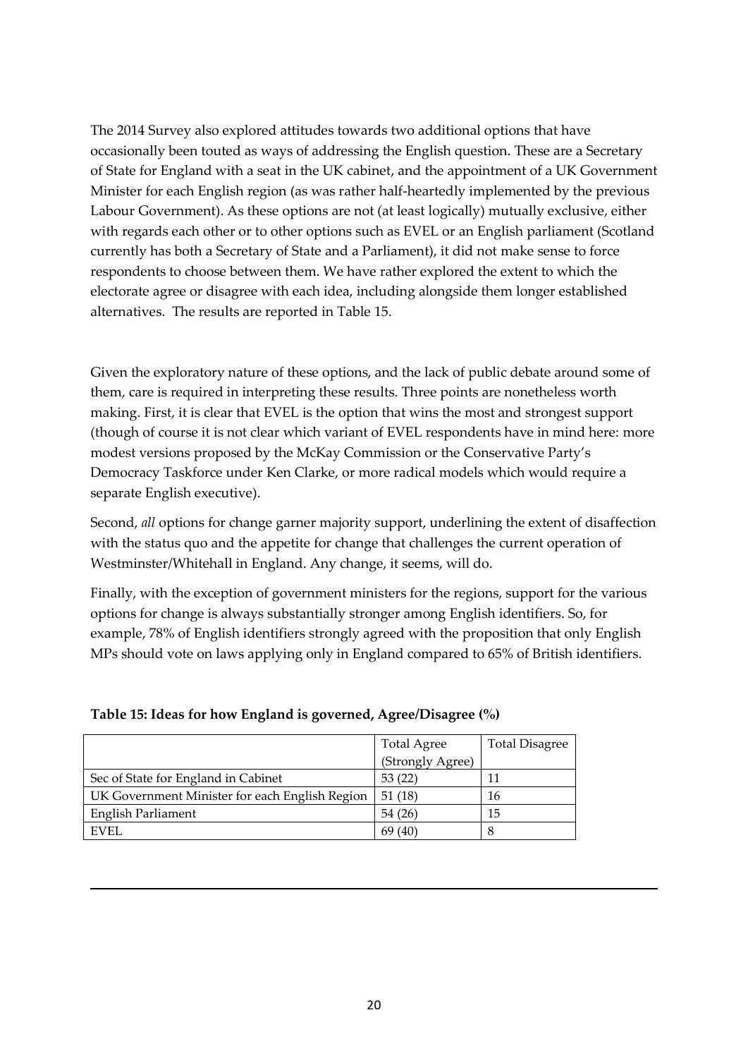The 2014 Survey also explored attitudes towards two additional options that have occasionally been touted as ways of addressing the English question. These are a Secretary of State for England with a seat in the UK cabinet, and the appointment of a UK Government Minister for each English region (as was rather half-heartedly implemented by the previous Labour Government). As these options are not (at least logically) mutually exclusive, either with regards each other or to other options such as EVEL or an English parliament (Scotland currently has both a Secretary of State and a Parliament), it did not make sense to force respondents to choose between them. We have rather explored the extent to which the electorate agree or disagree with each idea, including alongside them longer established alternatives. The results are reported in Table 15.

Given the exploratory nature of these options, and the lack of public debate around some of them, care is required in interpreting these results. Three points are nonetheless worth making. First, it is clear that EVEL is the option that wins the most and strongest support (though of course it is not clear which variant of EVEL respondents have in mind here: more modest versions proposed by the McKay Commission or the Conservative Party's Democracy Taskforce under Ken Clarke, or more radical models which would require a separate English executive).

Second, *all* options for change garner majority support, underlining the extent of disaffection with the status quo and the appetite for change that challenges the current operation of Westminster/Whitehall in England. Any change, it seems, will do.

Finally, with the exception of government ministers for the regions, support for the various options for change is always substantially stronger among English identifiers. So, for example, 78% of English identifiers strongly agreed with the proposition that only English MPs should vote on laws applying only in England compared to 65% of British identifiers.

**Table 15: Ideas for how England is governed, Agree/Disagree (%)**

| | Total Agree (Strongly Agree) | Total Disagree |
|---|---|---|
| Sec of State for England in Cabinet | 53 (22) | 11 |
| UK Government Minister for each English Region | 51 (18) | 16 |
| English Parliament | 54 (26) | 15 |
| EVEL | 69 (40) | 8 |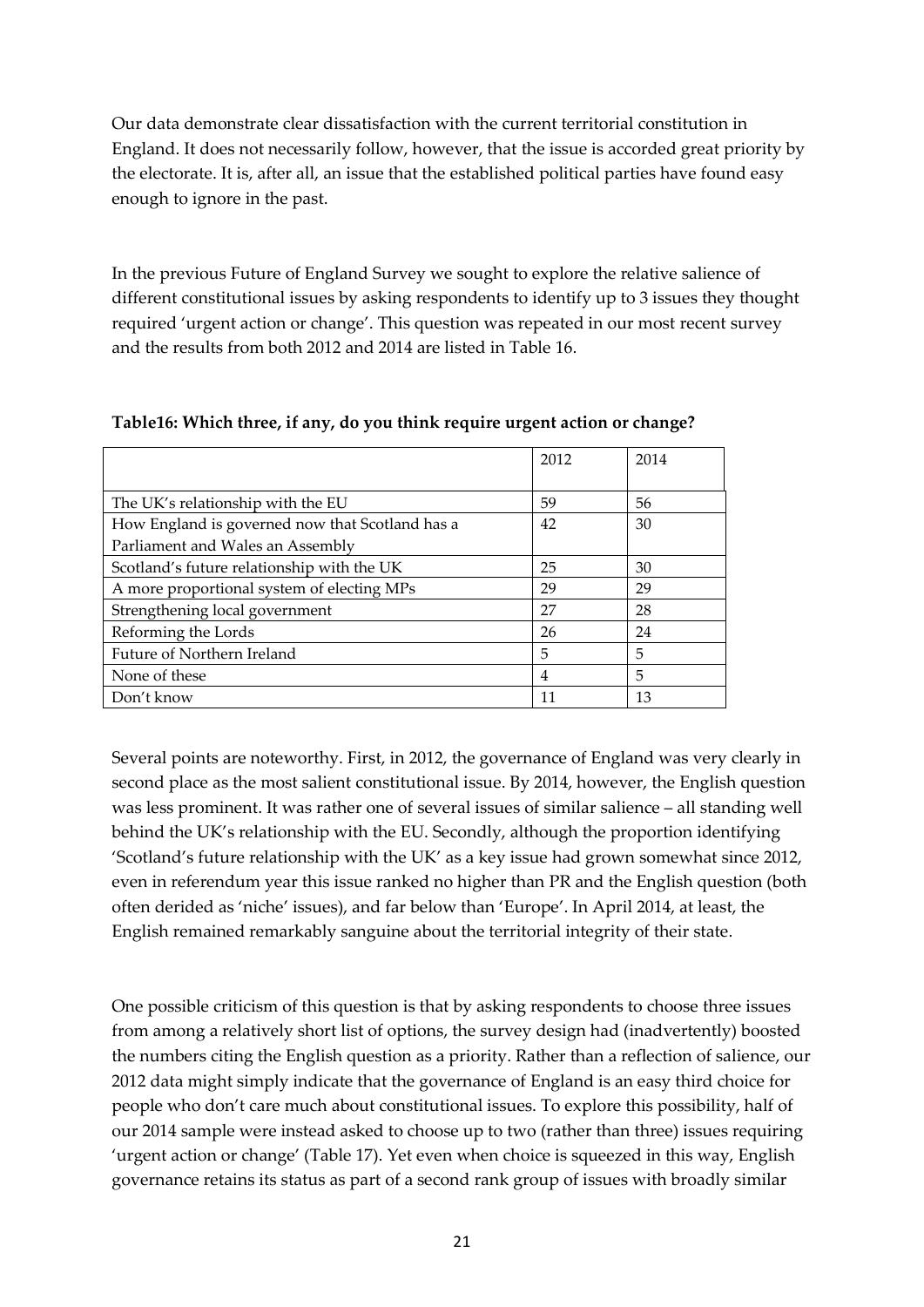Our data demonstrate clear dissatisfaction with the current territorial constitution in England. It does not necessarily follow, however, that the issue is accorded great priority by the electorate. It is, after all, an issue that the established political parties have found easy enough to ignore in the past.

In the previous Future of England Survey we sought to explore the relative salience of different constitutional issues by asking respondents to identify up to 3 issues they thought required 'urgent action or change'. This question was repeated in our most recent survey and the results from both 2012 and 2014 are listed in Table 16.

**Table16: Which three, if any, do you think require urgent action or change?**

| | 2012 | 2014 |
|---|---|---|
| The UK's relationship with the EU | 59 | 56 |
| How England is governed now that Scotland has a Parliament and Wales an Assembly | 42 | 30 |
| Scotland's future relationship with the UK | 25 | 30 |
| A more proportional system of electing MPs | 29 | 29 |
| Strengthening local government | 27 | 28 |
| Reforming the Lords | 26 | 24 |
| Future of Northern Ireland | 5 | 5 |
| None of these | 4 | 5 |
| Don't know | 11 | 13 |

Several points are noteworthy. First, in 2012, the governance of England was very clearly in second place as the most salient constitutional issue. By 2014, however, the English question was less prominent. It was rather one of several issues of similar salience – all standing well behind the UK's relationship with the EU. Secondly, although the proportion identifying 'Scotland's future relationship with the UK' as a key issue had grown somewhat since 2012, even in referendum year this issue ranked no higher than PR and the English question (both often derided as 'niche' issues), and far below than 'Europe'. In April 2014, at least, the English remained remarkably sanguine about the territorial integrity of their state.

One possible criticism of this question is that by asking respondents to choose three issues from among a relatively short list of options, the survey design had (inadvertently) boosted the numbers citing the English question as a priority. Rather than a reflection of salience, our 2012 data might simply indicate that the governance of England is an easy third choice for people who don't care much about constitutional issues. To explore this possibility, half of our 2014 sample were instead asked to choose up to two (rather than three) issues requiring 'urgent action or change' (Table 17). Yet even when choice is squeezed in this way, English governance retains its status as part of a second rank group of issues with broadly similar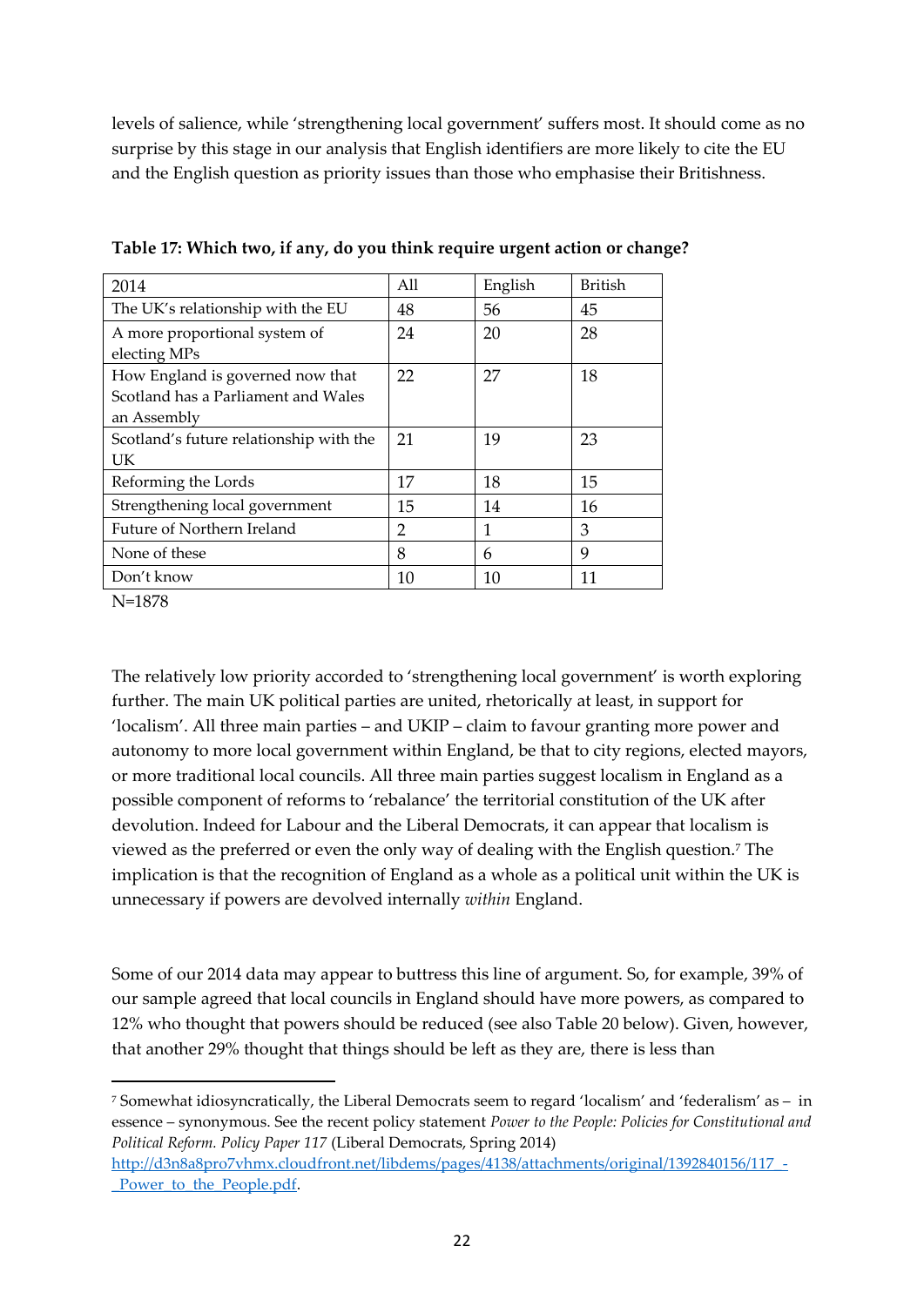levels of salience, while 'strengthening local government' suffers most. It should come as no surprise by this stage in our analysis that English identifiers are more likely to cite the EU and the English question as priority issues than those who emphasise their Britishness.

**Table 17: Which two, if any, do you think require urgent action or change?**

| 2014 | All | English | British |
|---|---|---|---|
| The UK's relationship with the EU | 48 | 56 | 45 |
| A more proportional system of electing MPs | 24 | 20 | 28 |
| How England is governed now that Scotland has a Parliament and Wales an Assembly | 22 | 27 | 18 |
| Scotland's future relationship with the UK | 21 | 19 | 23 |
| Reforming the Lords | 17 | 18 | 15 |
| Strengthening local government | 15 | 14 | 16 |
| Future of Northern Ireland | 2 | 1 | 3 |
| None of these | 8 | 6 | 9 |
| Don't know | 10 | 10 | 11 |

N=1878

The relatively low priority accorded to 'strengthening local government' is worth exploring further. The main UK political parties are united, rhetorically at least, in support for 'localism'. All three main parties – and UKIP – claim to favour granting more power and autonomy to more local government within England, be that to city regions, elected mayors, or more traditional local councils. All three main parties suggest localism in England as a possible component of reforms to 'rebalance' the territorial constitution of the UK after devolution. Indeed for Labour and the Liberal Democrats, it can appear that localism is viewed as the preferred or even the only way of dealing with the English question.[7] The implication is that the recognition of England as a whole as a political unit within the UK is unnecessary if powers are devolved internally *within* England.

Some of our 2014 data may appear to buttress this line of argument. So, for example, 39% of our sample agreed that local councils in England should have more powers, as compared to 12% who thought that powers should be reduced (see also Table 20 below). Given, however, that another 29% thought that things should be left as they are, there is less than

[7] Somewhat idiosyncratically, the Liberal Democrats seem to regard 'localism' and 'federalism' as – in essence – synonymous. See the recent policy statement *Power to the People: Policies for Constitutional and Political Reform. Policy Paper 117* (Liberal Democrats, Spring 2014) http://d3n8a8pro7vhmx.cloudfront.net/libdems/pages/4138/attachments/original/1392840156/117_-_Power_to_the_People.pdf.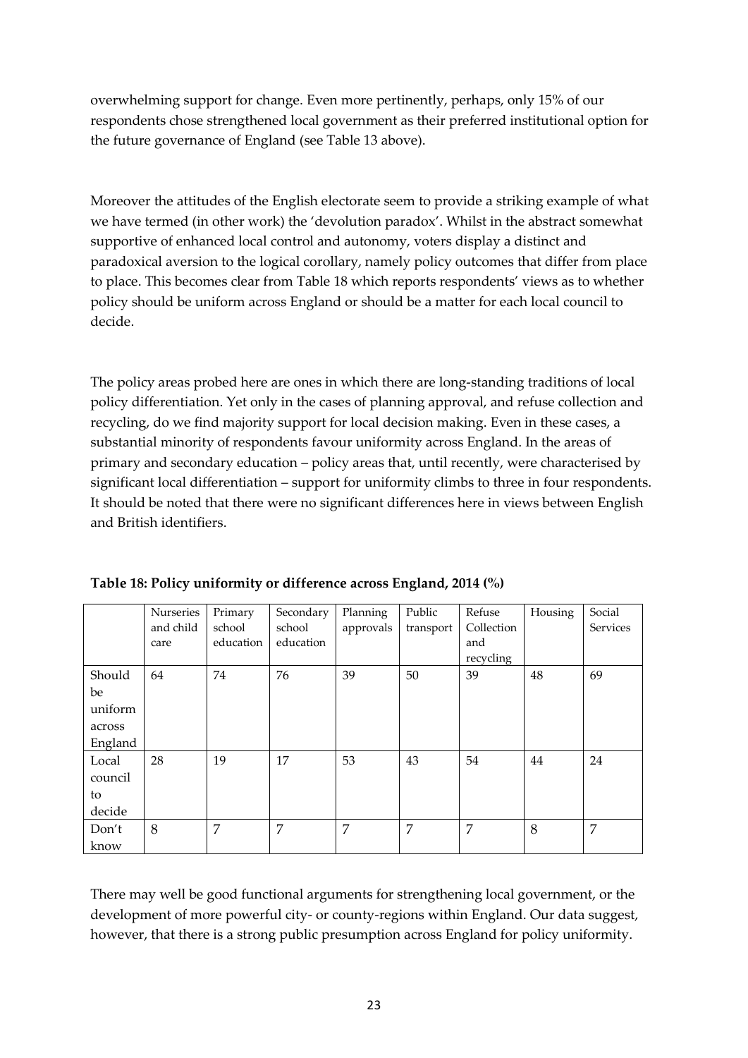overwhelming support for change. Even more pertinently, perhaps, only 15% of our respondents chose strengthened local government as their preferred institutional option for the future governance of England (see Table 13 above).

Moreover the attitudes of the English electorate seem to provide a striking example of what we have termed (in other work) the 'devolution paradox'. Whilst in the abstract somewhat supportive of enhanced local control and autonomy, voters display a distinct and paradoxical aversion to the logical corollary, namely policy outcomes that differ from place to place. This becomes clear from Table 18 which reports respondents' views as to whether policy should be uniform across England or should be a matter for each local council to decide.

The policy areas probed here are ones in which there are long-standing traditions of local policy differentiation. Yet only in the cases of planning approval, and refuse collection and recycling, do we find majority support for local decision making. Even in these cases, a substantial minority of respondents favour uniformity across England. In the areas of primary and secondary education – policy areas that, until recently, were characterised by significant local differentiation – support for uniformity climbs to three in four respondents. It should be noted that there were no significant differences here in views between English and British identifiers.

**Table 18: Policy uniformity or difference across England, 2014 (%)**

| | Nurseries and child care | Primary school education | Secondary school education | Planning approvals | Public transport | Refuse Collection and recycling | Housing | Social Services |
|---|---|---|---|---|---|---|---|---|
| Should be uniform across England | 64 | 74 | 76 | 39 | 50 | 39 | 48 | 69 |
| Local council to decide | 28 | 19 | 17 | 53 | 43 | 54 | 44 | 24 |
| Don't know | 8 | 7 | 7 | 7 | 7 | 7 | 8 | 7 |

There may well be good functional arguments for strengthening local government, or the development of more powerful city- or county-regions within England. Our data suggest, however, that there is a strong public presumption across England for policy uniformity.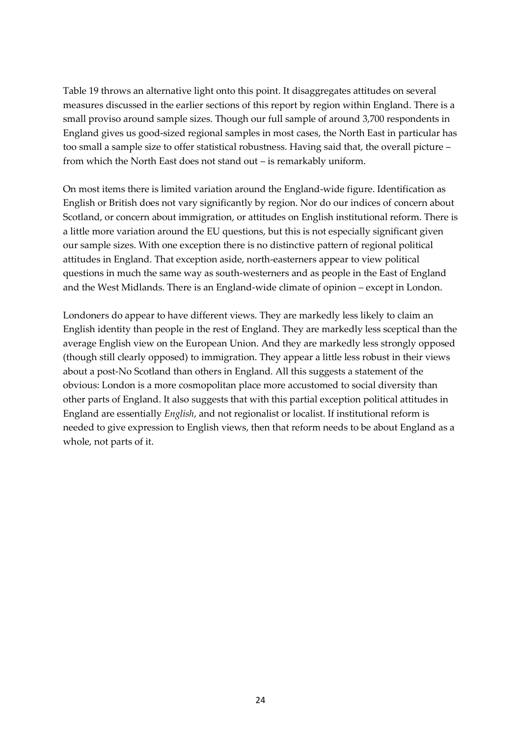Table 19 throws an alternative light onto this point. It disaggregates attitudes on several measures discussed in the earlier sections of this report by region within England. There is a small proviso around sample sizes. Though our full sample of around 3,700 respondents in England gives us good-sized regional samples in most cases, the North East in particular has too small a sample size to offer statistical robustness. Having said that, the overall picture – from which the North East does not stand out – is remarkably uniform.

On most items there is limited variation around the England-wide figure. Identification as English or British does not vary significantly by region. Nor do our indices of concern about Scotland, or concern about immigration, or attitudes on English institutional reform. There is a little more variation around the EU questions, but this is not especially significant given our sample sizes. With one exception there is no distinctive pattern of regional political attitudes in England. That exception aside, north-easterners appear to view political questions in much the same way as south-westerners and as people in the East of England and the West Midlands. There is an England-wide climate of opinion – except in London.

Londoners do appear to have different views. They are markedly less likely to claim an English identity than people in the rest of England. They are markedly less sceptical than the average English view on the European Union. And they are markedly less strongly opposed (though still clearly opposed) to immigration. They appear a little less robust in their views about a post-No Scotland than others in England. All this suggests a statement of the obvious: London is a more cosmopolitan place more accustomed to social diversity than other parts of England. It also suggests that with this partial exception political attitudes in England are essentially *English*, and not regionalist or localist. If institutional reform is needed to give expression to English views, then that reform needs to be about England as a whole, not parts of it.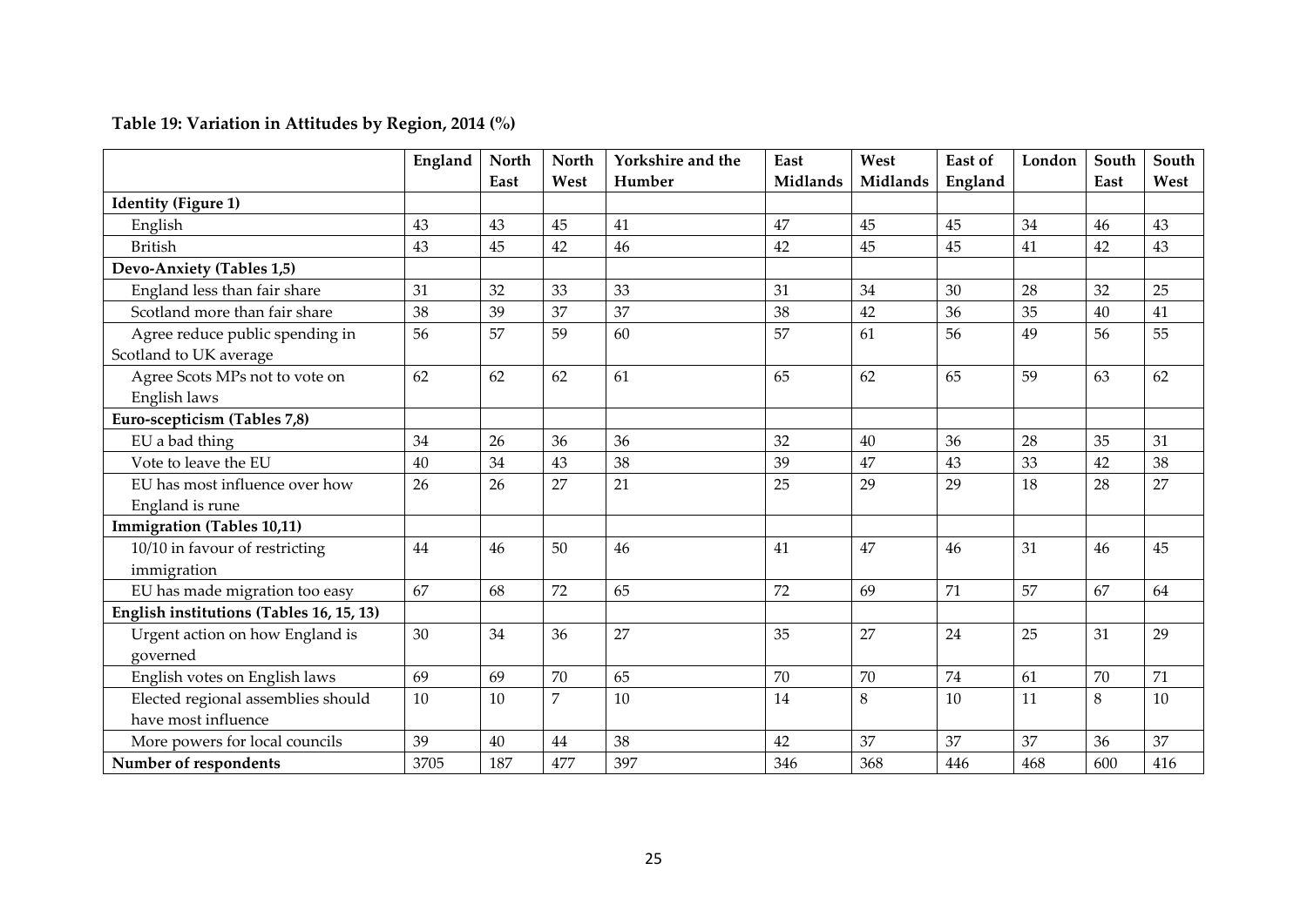**Table 19: Variation in Attitudes by Region, 2014 (%)**

| | England | North East | North West | Yorkshire and the Humber | East Midlands | West Midlands | East of England | London | South East | South West |
|---|---|---|---|---|---|---|---|---|---|---|
| **Identity (Figure 1)** | | | | | | | | | | |
| English | 43 | 43 | 45 | 41 | 47 | 45 | 45 | 34 | 46 | 43 |
| British | 43 | 45 | 42 | 46 | 42 | 45 | 45 | 41 | 42 | 43 |
| **Devo-Anxiety (Tables 1,5)** | | | | | | | | | | |
| England less than fair share | 31 | 32 | 33 | 33 | 31 | 34 | 30 | 28 | 32 | 25 |
| Scotland more than fair share | 38 | 39 | 37 | 37 | 38 | 42 | 36 | 35 | 40 | 41 |
| Agree reduce public spending in Scotland to UK average | 56 | 57 | 59 | 60 | 57 | 61 | 56 | 49 | 56 | 55 |
| Agree Scots MPs not to vote on English laws | 62 | 62 | 62 | 61 | 65 | 62 | 65 | 59 | 63 | 62 |
| **Euro-scepticism (Tables 7,8)** | | | | | | | | | | |
| EU a bad thing | 34 | 26 | 36 | 36 | 32 | 40 | 36 | 28 | 35 | 31 |
| Vote to leave the EU | 40 | 34 | 43 | 38 | 39 | 47 | 43 | 33 | 42 | 38 |
| EU has most influence over how England is rune | 26 | 26 | 27 | 21 | 25 | 29 | 29 | 18 | 28 | 27 |
| **Immigration (Tables 10,11)** | | | | | | | | | | |
| 10/10 in favour of restricting immigration | 44 | 46 | 50 | 46 | 41 | 47 | 46 | 31 | 46 | 45 |
| EU has made migration too easy | 67 | 68 | 72 | 65 | 72 | 69 | 71 | 57 | 67 | 64 |
| **English institutions (Tables 16, 15, 13)** | | | | | | | | | | |
| Urgent action on how England is governed | 30 | 34 | 36 | 27 | 35 | 27 | 24 | 25 | 31 | 29 |
| English votes on English laws | 69 | 69 | 70 | 65 | 70 | 70 | 74 | 61 | 70 | 71 |
| Elected regional assemblies should have most influence | 10 | 10 | 7 | 10 | 14 | 8 | 10 | 11 | 8 | 10 |
| More powers for local councils | 39 | 40 | 44 | 38 | 42 | 37 | 37 | 37 | 36 | 37 |
| **Number of respondents** | 3705 | 187 | 477 | 397 | 346 | 368 | 446 | 468 | 600 | 416 |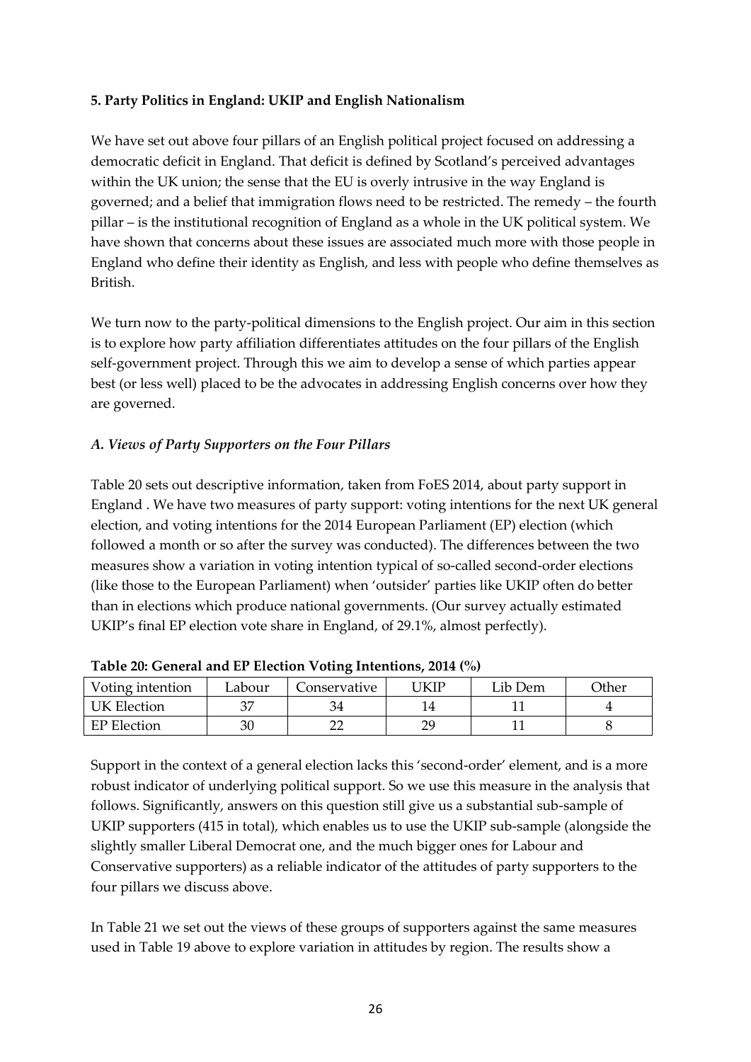**5. Party Politics in England: UKIP and English Nationalism**

We have set out above four pillars of an English political project focused on addressing a democratic deficit in England. That deficit is defined by Scotland's perceived advantages within the UK union; the sense that the EU is overly intrusive in the way England is governed; and a belief that immigration flows need to be restricted. The remedy – the fourth pillar – is the institutional recognition of England as a whole in the UK political system. We have shown that concerns about these issues are associated much more with those people in England who define their identity as English, and less with people who define themselves as British.

We turn now to the party-political dimensions to the English project. Our aim in this section is to explore how party affiliation differentiates attitudes on the four pillars of the English self-government project. Through this we aim to develop a sense of which parties appear best (or less well) placed to be the advocates in addressing English concerns over how they are governed.

*A. Views of Party Supporters on the Four Pillars*

Table 20 sets out descriptive information, taken from FoES 2014, about party support in England . We have two measures of party support: voting intentions for the next UK general election, and voting intentions for the 2014 European Parliament (EP) election (which followed a month or so after the survey was conducted). The differences between the two measures show a variation in voting intention typical of so-called second-order elections (like those to the European Parliament) when 'outsider' parties like UKIP often do better than in elections which produce national governments. (Our survey actually estimated UKIP's final EP election vote share in England, of 29.1%, almost perfectly).

**Table 20: General and EP Election Voting Intentions, 2014 (%)**

| Voting intention | Labour | Conservative | UKIP | Lib Dem | Other |
|---|---|---|---|---|---|
| UK Election | 37 | 34 | 14 | 11 | 4 |
| EP Election | 30 | 22 | 29 | 11 | 8 |

Support in the context of a general election lacks this 'second-order' element, and is a more robust indicator of underlying political support. So we use this measure in the analysis that follows. Significantly, answers on this question still give us a substantial sub-sample of UKIP supporters (415 in total), which enables us to use the UKIP sub-sample (alongside the slightly smaller Liberal Democrat one, and the much bigger ones for Labour and Conservative supporters) as a reliable indicator of the attitudes of party supporters to the four pillars we discuss above.

In Table 21 we set out the views of these groups of supporters against the same measures used in Table 19 above to explore variation in attitudes by region. The results show a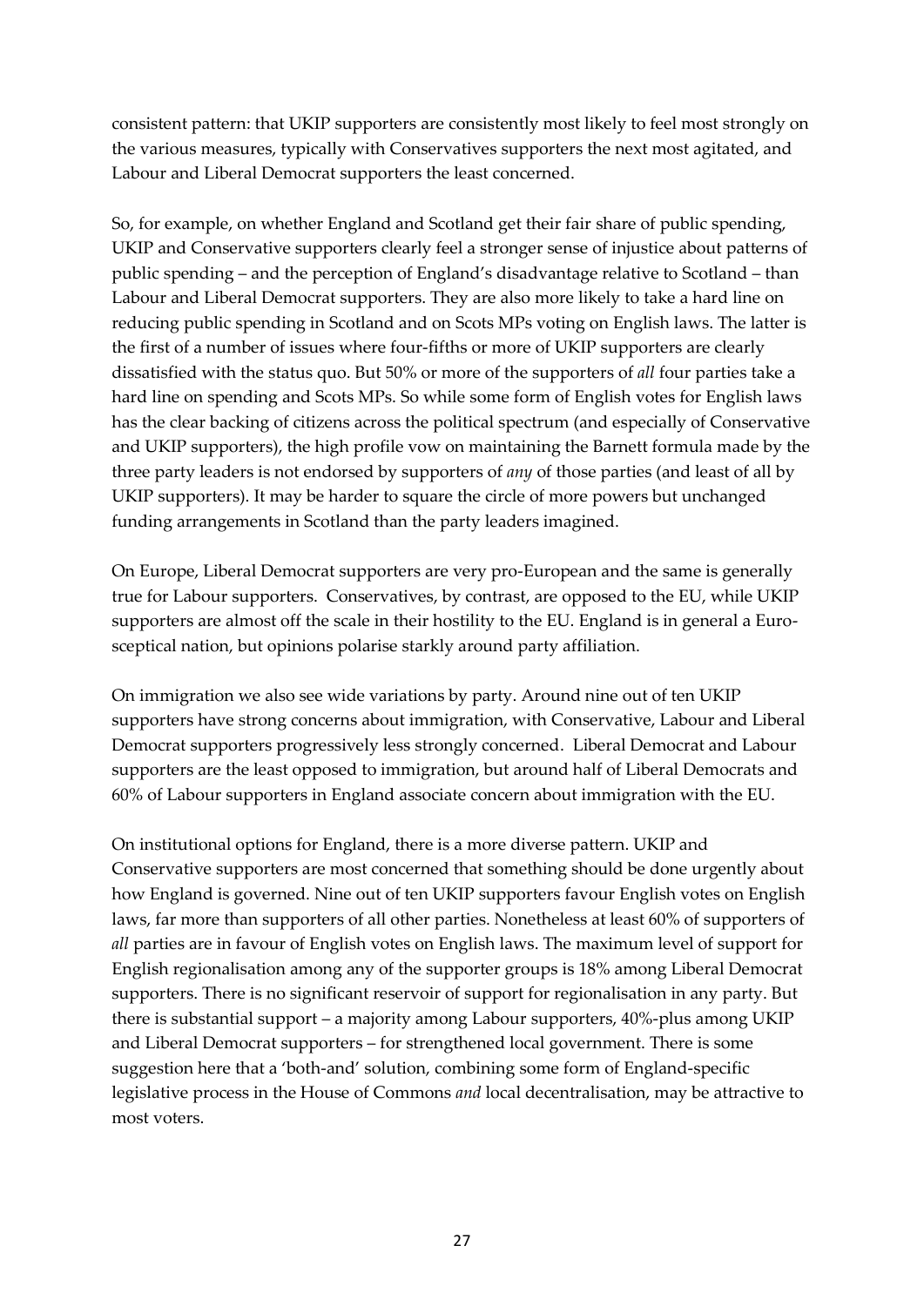consistent pattern: that UKIP supporters are consistently most likely to feel most strongly on the various measures, typically with Conservatives supporters the next most agitated, and Labour and Liberal Democrat supporters the least concerned.

So, for example, on whether England and Scotland get their fair share of public spending, UKIP and Conservative supporters clearly feel a stronger sense of injustice about patterns of public spending – and the perception of England's disadvantage relative to Scotland – than Labour and Liberal Democrat supporters. They are also more likely to take a hard line on reducing public spending in Scotland and on Scots MPs voting on English laws. The latter is the first of a number of issues where four-fifths or more of UKIP supporters are clearly dissatisfied with the status quo. But 50% or more of the supporters of *all* four parties take a hard line on spending and Scots MPs. So while some form of English votes for English laws has the clear backing of citizens across the political spectrum (and especially of Conservative and UKIP supporters), the high profile vow on maintaining the Barnett formula made by the three party leaders is not endorsed by supporters of *any* of those parties (and least of all by UKIP supporters). It may be harder to square the circle of more powers but unchanged funding arrangements in Scotland than the party leaders imagined.

On Europe, Liberal Democrat supporters are very pro-European and the same is generally true for Labour supporters. Conservatives, by contrast, are opposed to the EU, while UKIP supporters are almost off the scale in their hostility to the EU. England is in general a Euro-sceptical nation, but opinions polarise starkly around party affiliation.

On immigration we also see wide variations by party. Around nine out of ten UKIP supporters have strong concerns about immigration, with Conservative, Labour and Liberal Democrat supporters progressively less strongly concerned. Liberal Democrat and Labour supporters are the least opposed to immigration, but around half of Liberal Democrats and 60% of Labour supporters in England associate concern about immigration with the EU.

On institutional options for England, there is a more diverse pattern. UKIP and Conservative supporters are most concerned that something should be done urgently about how England is governed. Nine out of ten UKIP supporters favour English votes on English laws, far more than supporters of all other parties. Nonetheless at least 60% of supporters of *all* parties are in favour of English votes on English laws. The maximum level of support for English regionalisation among any of the supporter groups is 18% among Liberal Democrat supporters. There is no significant reservoir of support for regionalisation in any party. But there is substantial support – a majority among Labour supporters, 40%-plus among UKIP and Liberal Democrat supporters – for strengthened local government. There is some suggestion here that a 'both-and' solution, combining some form of England-specific legislative process in the House of Commons *and* local decentralisation, may be attractive to most voters.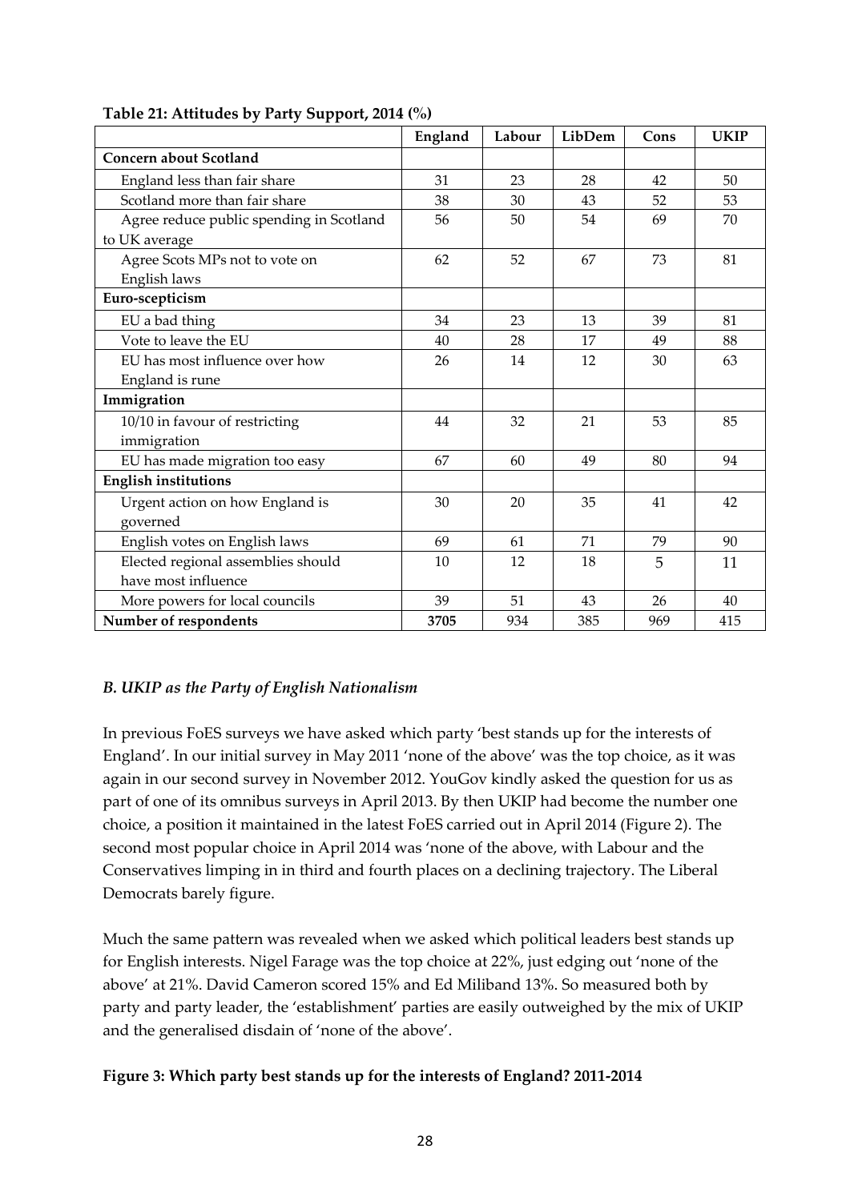**Table 21: Attitudes by Party Support, 2014 (%)**

| | England | Labour | LibDem | Cons | UKIP |
|---|---|---|---|---|---|
| **Concern about Scotland** | | | | | |
| England less than fair share | 31 | 23 | 28 | 42 | 50 |
| Scotland more than fair share | 38 | 30 | 43 | 52 | 53 |
| Agree reduce public spending in Scotland to UK average | 56 | 50 | 54 | 69 | 70 |
| Agree Scots MPs not to vote on English laws | 62 | 52 | 67 | 73 | 81 |
| **Euro-scepticism** | | | | | |
| EU a bad thing | 34 | 23 | 13 | 39 | 81 |
| Vote to leave the EU | 40 | 28 | 17 | 49 | 88 |
| EU has most influence over how England is rune | 26 | 14 | 12 | 30 | 63 |
| **Immigration** | | | | | |
| 10/10 in favour of restricting immigration | 44 | 32 | 21 | 53 | 85 |
| EU has made migration too easy | 67 | 60 | 49 | 80 | 94 |
| **English institutions** | | | | | |
| Urgent action on how England is governed | 30 | 20 | 35 | 41 | 42 |
| English votes on English laws | 69 | 61 | 71 | 79 | 90 |
| Elected regional assemblies should have most influence | 10 | 12 | 18 | 5 | 11 |
| More powers for local councils | 39 | 51 | 43 | 26 | 40 |
| **Number of respondents** | **3705** | 934 | 385 | 969 | 415 |

### *B. UKIP as the Party of English Nationalism*

In previous FoES surveys we have asked which party 'best stands up for the interests of England'. In our initial survey in May 2011 'none of the above' was the top choice, as it was again in our second survey in November 2012. YouGov kindly asked the question for us as part of one of its omnibus surveys in April 2013. By then UKIP had become the number one choice, a position it maintained in the latest FoES carried out in April 2014 (Figure 2). The second most popular choice in April 2014 was 'none of the above, with Labour and the Conservatives limping in in third and fourth places on a declining trajectory. The Liberal Democrats barely figure.

Much the same pattern was revealed when we asked which political leaders best stands up for English interests. Nigel Farage was the top choice at 22%, just edging out 'none of the above' at 21%. David Cameron scored 15% and Ed Miliband 13%. So measured both by party and party leader, the 'establishment' parties are easily outweighed by the mix of UKIP and the generalised disdain of 'none of the above'.

**Figure 3: Which party best stands up for the interests of England? 2011-2014**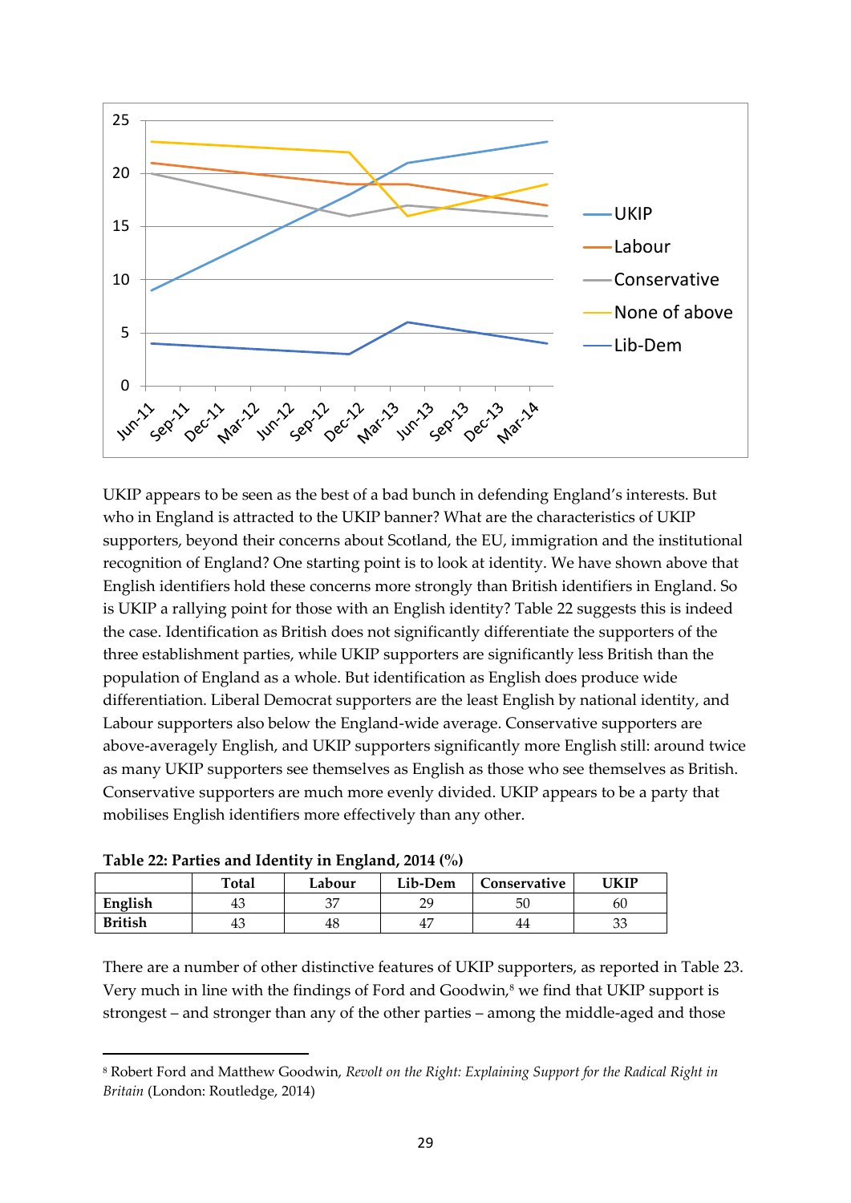UKIP appears to be seen as the best of a bad bunch in defending England's interests. But who in England is attracted to the UKIP banner? What are the characteristics of UKIP supporters, beyond their concerns about Scotland, the EU, immigration and the institutional recognition of England? One starting point is to look at identity. We have shown above that English identifiers hold these concerns more strongly than British identifiers in England. So is UKIP a rallying point for those with an English identity? Table 22 suggests this is indeed the case. Identification as British does not significantly differentiate the supporters of the three establishment parties, while UKIP supporters are significantly less British than the population of England as a whole. But identification as English does produce wide differentiation. Liberal Democrat supporters are the least English by national identity, and Labour supporters also below the England-wide average. Conservative supporters are above-averagely English, and UKIP supporters significantly more English still: around twice as many UKIP supporters see themselves as English as those who see themselves as British. Conservative supporters are much more evenly divided. UKIP appears to be a party that mobilises English identifiers more effectively than any other.

**Table 22: Parties and Identity in England, 2014 (%)**

| | Total | Labour | Lib-Dem | Conservative | UKIP |
|---|---|---|---|---|---|
| **English** | 43 | 37 | 29 | 50 | 60 |
| **British** | 43 | 48 | 47 | 44 | 33 |

There are a number of other distinctive features of UKIP supporters, as reported in Table 23. Very much in line with the findings of Ford and Goodwin,[8] we find that UKIP support is strongest – and stronger than any of the other parties – among the middle-aged and those

[8] Robert Ford and Matthew Goodwin, *Revolt on the Right: Explaining Support for the Radical Right in Britain* (London: Routledge, 2014)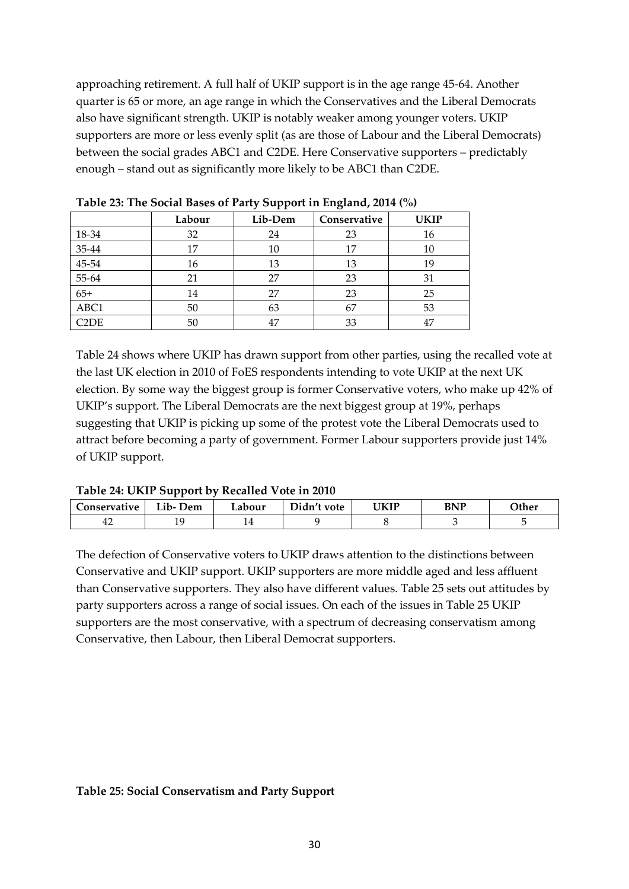approaching retirement. A full half of UKIP support is in the age range 45-64. Another quarter is 65 or more, an age range in which the Conservatives and the Liberal Democrats also have significant strength. UKIP is notably weaker among younger voters. UKIP supporters are more or less evenly split (as are those of Labour and the Liberal Democrats) between the social grades ABC1 and C2DE. Here Conservative supporters – predictably enough – stand out as significantly more likely to be ABC1 than C2DE.

**Table 23: The Social Bases of Party Support in England, 2014 (%)**

| | Labour | Lib-Dem | Conservative | UKIP |
|---|---|---|---|---|
| 18-34 | 32 | 24 | 23 | 16 |
| 35-44 | 17 | 10 | 17 | 10 |
| 45-54 | 16 | 13 | 13 | 19 |
| 55-64 | 21 | 27 | 23 | 31 |
| 65+ | 14 | 27 | 23 | 25 |
| ABC1 | 50 | 63 | 67 | 53 |
| C2DE | 50 | 47 | 33 | 47 |

Table 24 shows where UKIP has drawn support from other parties, using the recalled vote at the last UK election in 2010 of FoES respondents intending to vote UKIP at the next UK election. By some way the biggest group is former Conservative voters, who make up 42% of UKIP's support. The Liberal Democrats are the next biggest group at 19%, perhaps suggesting that UKIP is picking up some of the protest vote the Liberal Democrats used to attract before becoming a party of government. Former Labour supporters provide just 14% of UKIP support.

**Table 24: UKIP Support by Recalled Vote in 2010**

| Conservative | Lib- Dem | Labour | Didn't vote | UKIP | BNP | Other |
|---|---|---|---|---|---|---|
| 42 | 19 | 14 | 9 | 8 | 3 | 5 |

The defection of Conservative voters to UKIP draws attention to the distinctions between Conservative and UKIP support. UKIP supporters are more middle aged and less affluent than Conservative supporters. They also have different values. Table 25 sets out attitudes by party supporters across a range of social issues. On each of the issues in Table 25 UKIP supporters are the most conservative, with a spectrum of decreasing conservatism among Conservative, then Labour, then Liberal Democrat supporters.

**Table 25: Social Conservatism and Party Support**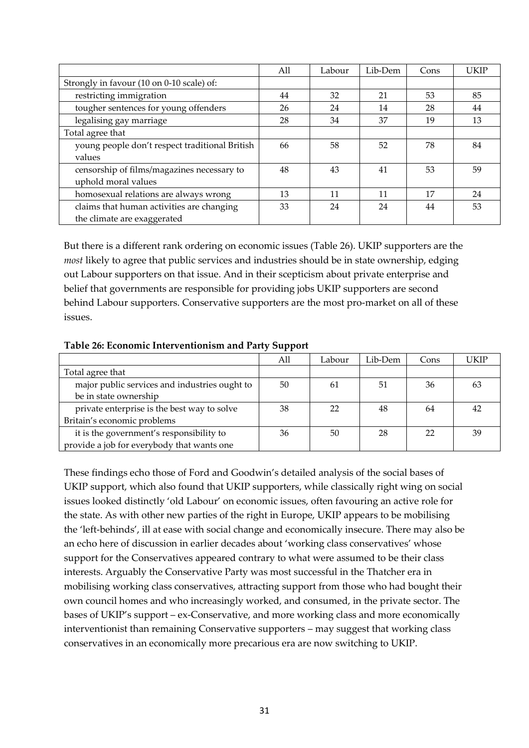|  | All | Labour | Lib-Dem | Cons | UKIP |
|---|---|---|---|---|---|
| Strongly in favour (10 on 0-10 scale) of: |  |  |  |  |  |
| restricting immigration | 44 | 32 | 21 | 53 | 85 |
| tougher sentences for young offenders | 26 | 24 | 14 | 28 | 44 |
| legalising gay marriage | 28 | 34 | 37 | 19 | 13 |
| Total agree that |  |  |  |  |  |
| young people don't respect traditional British values | 66 | 58 | 52 | 78 | 84 |
| censorship of films/magazines necessary to uphold moral values | 48 | 43 | 41 | 53 | 59 |
| homosexual relations are always wrong | 13 | 11 | 11 | 17 | 24 |
| claims that human activities are changing the climate are exaggerated | 33 | 24 | 24 | 44 | 53 |

But there is a different rank ordering on economic issues (Table 26). UKIP supporters are the *most* likely to agree that public services and industries should be in state ownership, edging out Labour supporters on that issue. And in their scepticism about private enterprise and belief that governments are responsible for providing jobs UKIP supporters are second behind Labour supporters. Conservative supporters are the most pro-market on all of these issues.

**Table 26: Economic Interventionism and Party Support**

|  | All | Labour | Lib-Dem | Cons | UKIP |
|---|---|---|---|---|---|
| Total agree that |  |  |  |  |  |
| major public services and industries ought to be in state ownership | 50 | 61 | 51 | 36 | 63 |
| private enterprise is the best way to solve Britain's economic problems | 38 | 22 | 48 | 64 | 42 |
| it is the government's responsibility to provide a job for everybody that wants one | 36 | 50 | 28 | 22 | 39 |

These findings echo those of Ford and Goodwin's detailed analysis of the social bases of UKIP support, which also found that UKIP supporters, while classically right wing on social issues looked distinctly 'old Labour' on economic issues, often favouring an active role for the state. As with other new parties of the right in Europe, UKIP appears to be mobilising the 'left-behinds', ill at ease with social change and economically insecure. There may also be an echo here of discussion in earlier decades about 'working class conservatives' whose support for the Conservatives appeared contrary to what were assumed to be their class interests. Arguably the Conservative Party was most successful in the Thatcher era in mobilising working class conservatives, attracting support from those who had bought their own council homes and who increasingly worked, and consumed, in the private sector. The bases of UKIP's support – ex-Conservative, and more working class and more economically interventionist than remaining Conservative supporters – may suggest that working class conservatives in an economically more precarious era are now switching to UKIP.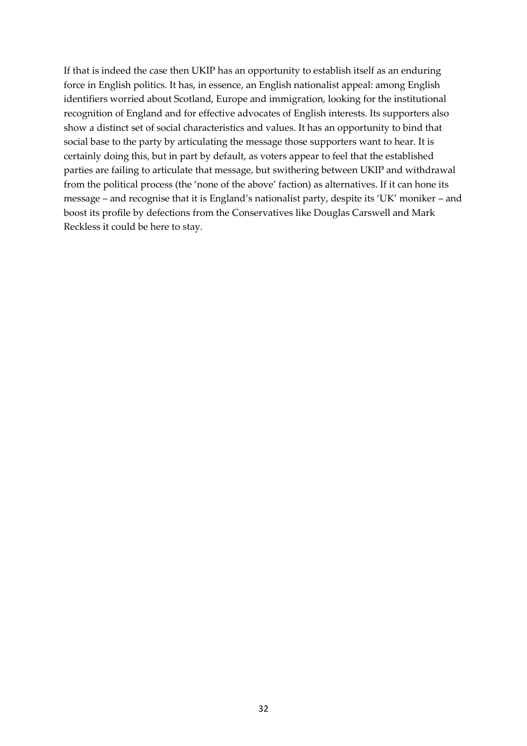If that is indeed the case then UKIP has an opportunity to establish itself as an enduring force in English politics. It has, in essence, an English nationalist appeal: among English identifiers worried about Scotland, Europe and immigration, looking for the institutional recognition of England and for effective advocates of English interests. Its supporters also show a distinct set of social characteristics and values. It has an opportunity to bind that social base to the party by articulating the message those supporters want to hear. It is certainly doing this, but in part by default, as voters appear to feel that the established parties are failing to articulate that message, but swithering between UKIP and withdrawal from the political process (the 'none of the above' faction) as alternatives. If it can hone its message – and recognise that it is England's nationalist party, despite its 'UK' moniker – and boost its profile by defections from the Conservatives like Douglas Carswell and Mark Reckless it could be here to stay.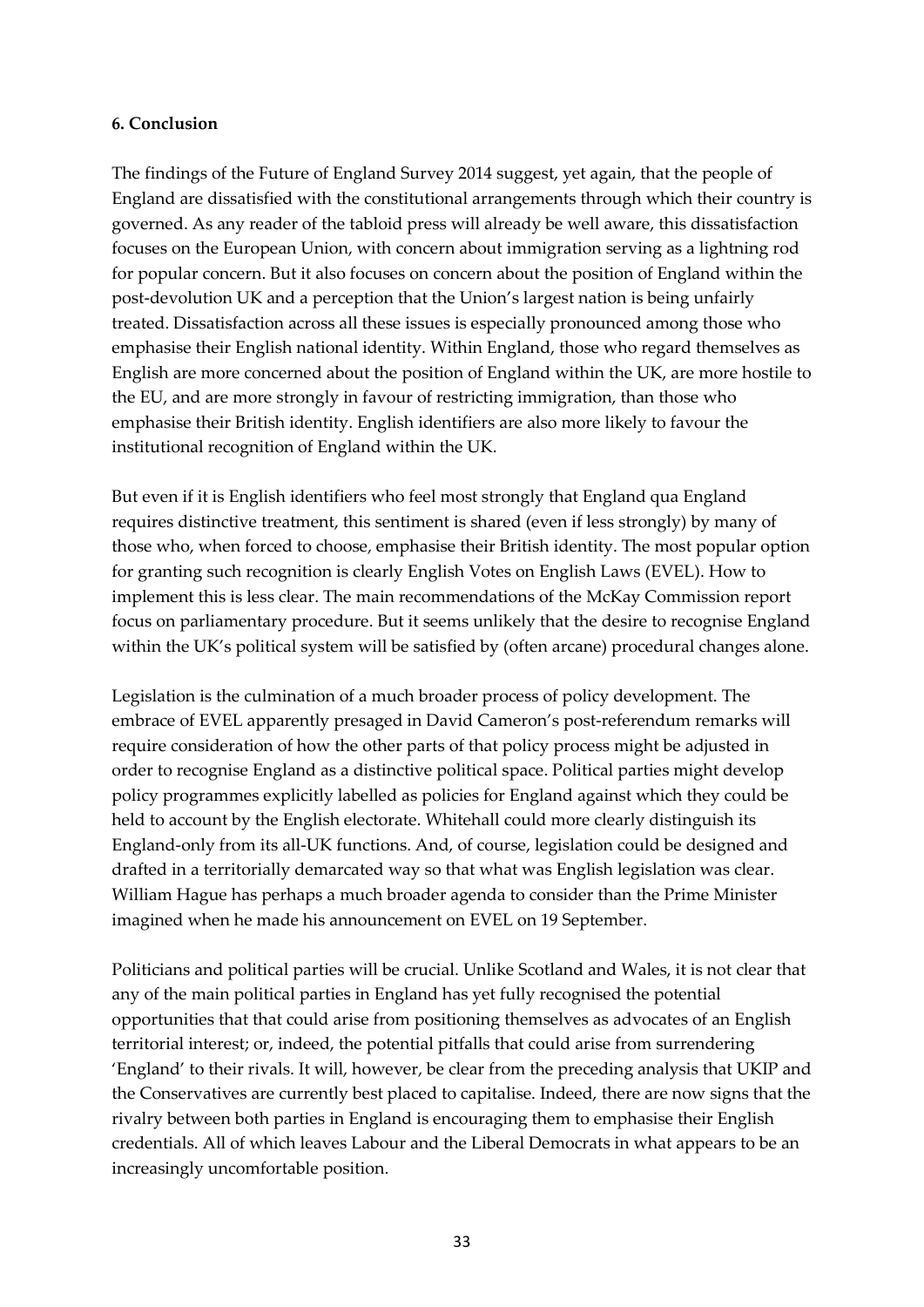**6. Conclusion**

The findings of the Future of England Survey 2014 suggest, yet again, that the people of England are dissatisfied with the constitutional arrangements through which their country is governed. As any reader of the tabloid press will already be well aware, this dissatisfaction focuses on the European Union, with concern about immigration serving as a lightning rod for popular concern. But it also focuses on concern about the position of England within the post-devolution UK and a perception that the Union's largest nation is being unfairly treated. Dissatisfaction across all these issues is especially pronounced among those who emphasise their English national identity. Within England, those who regard themselves as English are more concerned about the position of England within the UK, are more hostile to the EU, and are more strongly in favour of restricting immigration, than those who emphasise their British identity. English identifiers are also more likely to favour the institutional recognition of England within the UK.

But even if it is English identifiers who feel most strongly that England qua England requires distinctive treatment, this sentiment is shared (even if less strongly) by many of those who, when forced to choose, emphasise their British identity. The most popular option for granting such recognition is clearly English Votes on English Laws (EVEL). How to implement this is less clear. The main recommendations of the McKay Commission report focus on parliamentary procedure. But it seems unlikely that the desire to recognise England within the UK's political system will be satisfied by (often arcane) procedural changes alone.

Legislation is the culmination of a much broader process of policy development. The embrace of EVEL apparently presaged in David Cameron's post-referendum remarks will require consideration of how the other parts of that policy process might be adjusted in order to recognise England as a distinctive political space. Political parties might develop policy programmes explicitly labelled as policies for England against which they could be held to account by the English electorate. Whitehall could more clearly distinguish its England-only from its all-UK functions. And, of course, legislation could be designed and drafted in a territorially demarcated way so that what was English legislation was clear. William Hague has perhaps a much broader agenda to consider than the Prime Minister imagined when he made his announcement on EVEL on 19 September.

Politicians and political parties will be crucial. Unlike Scotland and Wales, it is not clear that any of the main political parties in England has yet fully recognised the potential opportunities that that could arise from positioning themselves as advocates of an English territorial interest; or, indeed, the potential pitfalls that could arise from surrendering 'England' to their rivals. It will, however, be clear from the preceding analysis that UKIP and the Conservatives are currently best placed to capitalise. Indeed, there are now signs that the rivalry between both parties in England is encouraging them to emphasise their English credentials. All of which leaves Labour and the Liberal Democrats in what appears to be an increasingly uncomfortable position.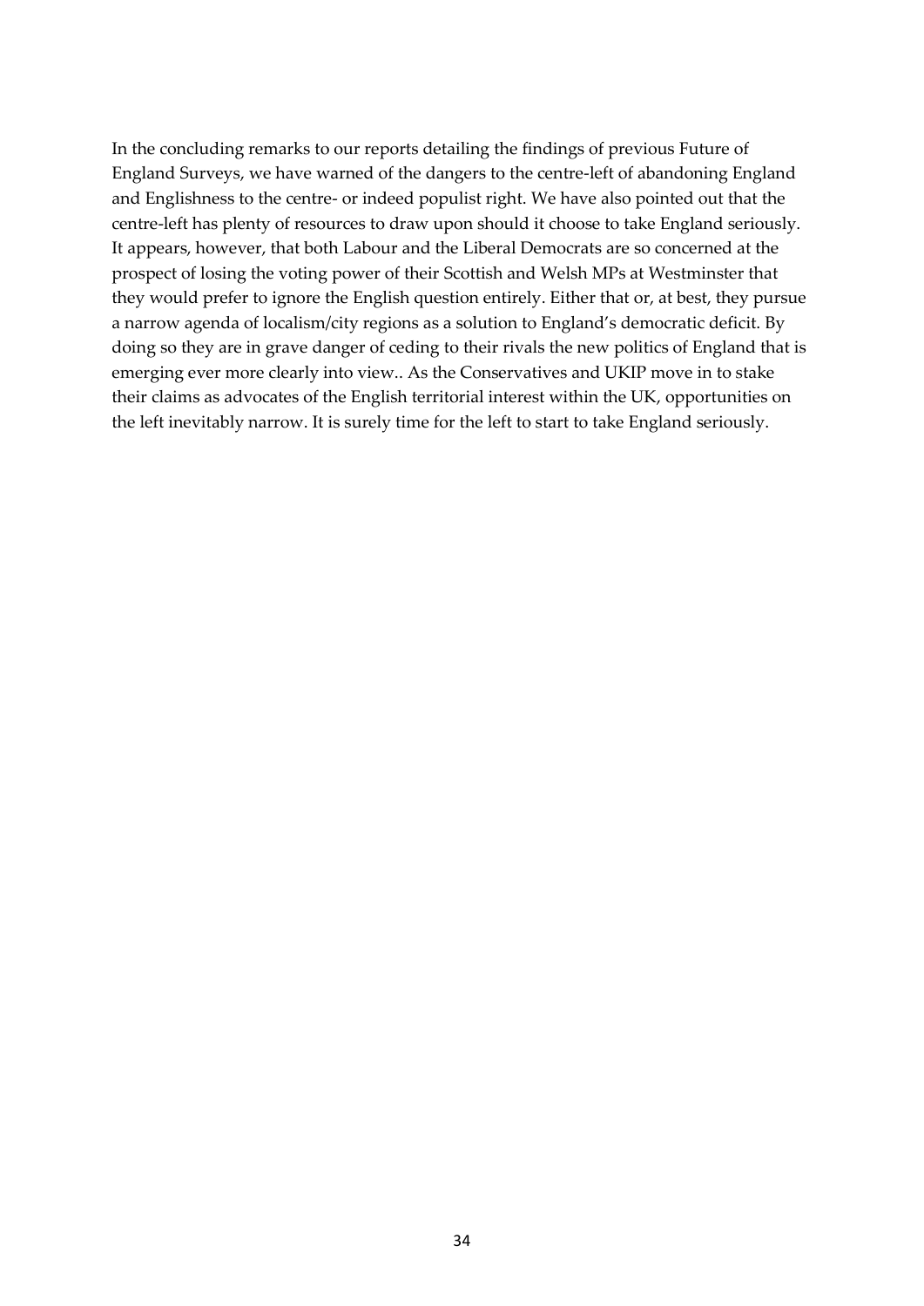In the concluding remarks to our reports detailing the findings of previous Future of England Surveys, we have warned of the dangers to the centre-left of abandoning England and Englishness to the centre- or indeed populist right. We have also pointed out that the centre-left has plenty of resources to draw upon should it choose to take England seriously. It appears, however, that both Labour and the Liberal Democrats are so concerned at the prospect of losing the voting power of their Scottish and Welsh MPs at Westminster that they would prefer to ignore the English question entirely. Either that or, at best, they pursue a narrow agenda of localism/city regions as a solution to England's democratic deficit. By doing so they are in grave danger of ceding to their rivals the new politics of England that is emerging ever more clearly into view.. As the Conservatives and UKIP move in to stake their claims as advocates of the English territorial interest within the UK, opportunities on the left inevitably narrow. It is surely time for the left to start to take England seriously.